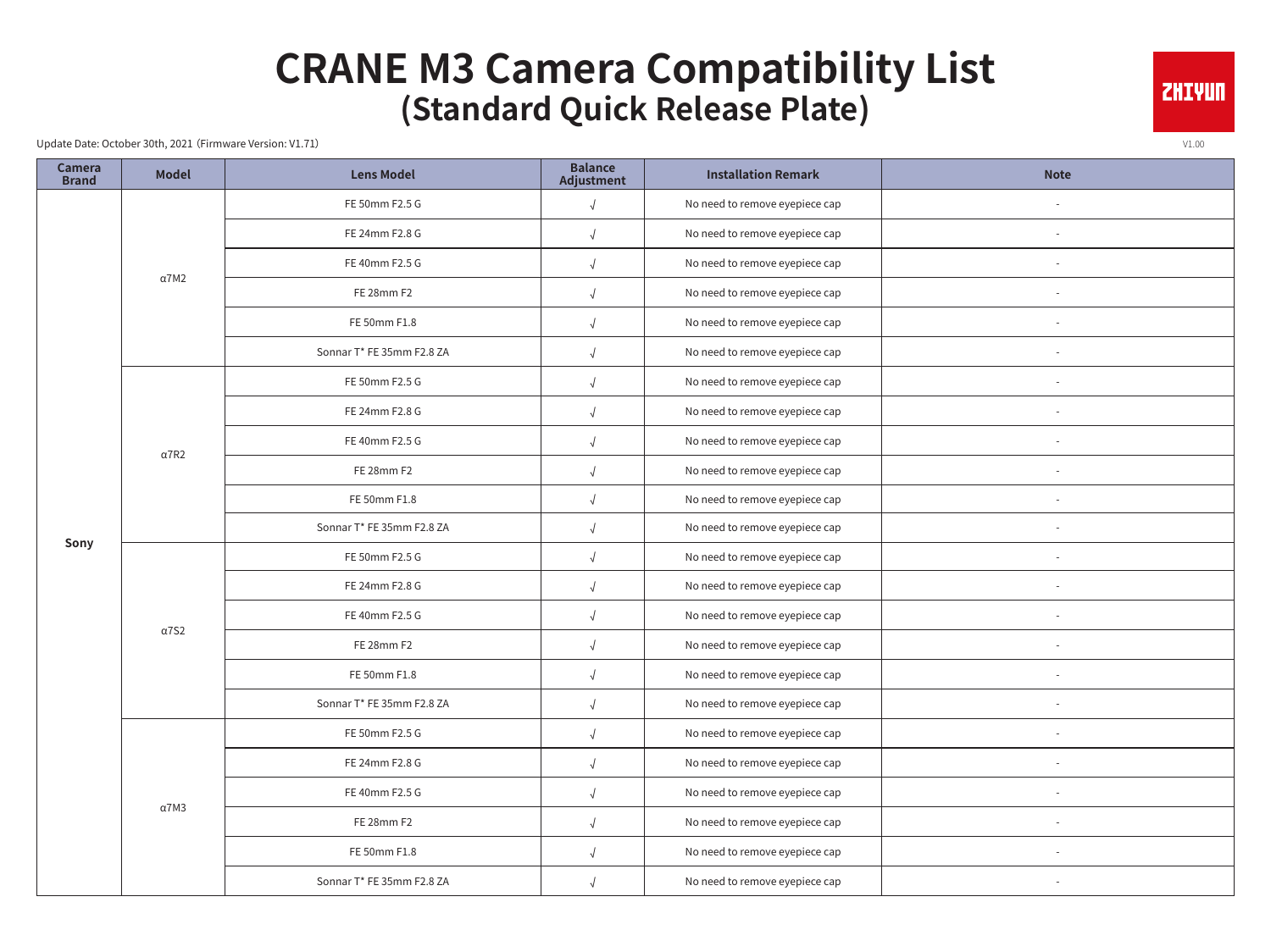# CRANE M3 Camera Compatibility List
## (Standard Quick Release Plate)

Update Date: October 30th, 2021（Firmware Version: V1.71)

V1.00

| Camera Brand | Model | Lens Model | Balance Adjustment | Installation Remark | Note |
|---|---|---|---|---|---|
| Sony | α7M2 | FE 50mm F2.5 G | √ | No need to remove eyepiece cap | - |
| | | FE 24mm F2.8 G | √ | No need to remove eyepiece cap | - |
| | | FE 40mm F2.5 G | √ | No need to remove eyepiece cap | - |
| | | FE 28mm F2 | √ | No need to remove eyepiece cap | - |
| | | FE 50mm F1.8 | √ | No need to remove eyepiece cap | - |
| | | Sonnar T* FE 35mm F2.8 ZA | √ | No need to remove eyepiece cap | - |
| | α7R2 | FE 50mm F2.5 G | √ | No need to remove eyepiece cap | - |
| | | FE 24mm F2.8 G | √ | No need to remove eyepiece cap | - |
| | | FE 40mm F2.5 G | √ | No need to remove eyepiece cap | - |
| | | FE 28mm F2 | √ | No need to remove eyepiece cap | - |
| | | FE 50mm F1.8 | √ | No need to remove eyepiece cap | - |
| | | Sonnar T* FE 35mm F2.8 ZA | √ | No need to remove eyepiece cap | - |
| | α7S2 | FE 50mm F2.5 G | √ | No need to remove eyepiece cap | - |
| | | FE 24mm F2.8 G | √ | No need to remove eyepiece cap | - |
| | | FE 40mm F2.5 G | √ | No need to remove eyepiece cap | - |
| | | FE 28mm F2 | √ | No need to remove eyepiece cap | - |
| | | FE 50mm F1.8 | √ | No need to remove eyepiece cap | - |
| | | Sonnar T* FE 35mm F2.8 ZA | √ | No need to remove eyepiece cap | - |
| | α7M3 | FE 50mm F2.5 G | √ | No need to remove eyepiece cap | - |
| | | FE 24mm F2.8 G | √ | No need to remove eyepiece cap | - |
| | | FE 40mm F2.5 G | √ | No need to remove eyepiece cap | - |
| | | FE 28mm F2 | √ | No need to remove eyepiece cap | - |
| | | FE 50mm F1.8 | √ | No need to remove eyepiece cap | - |
| | | Sonnar T* FE 35mm F2.8 ZA | √ | No need to remove eyepiece cap | - |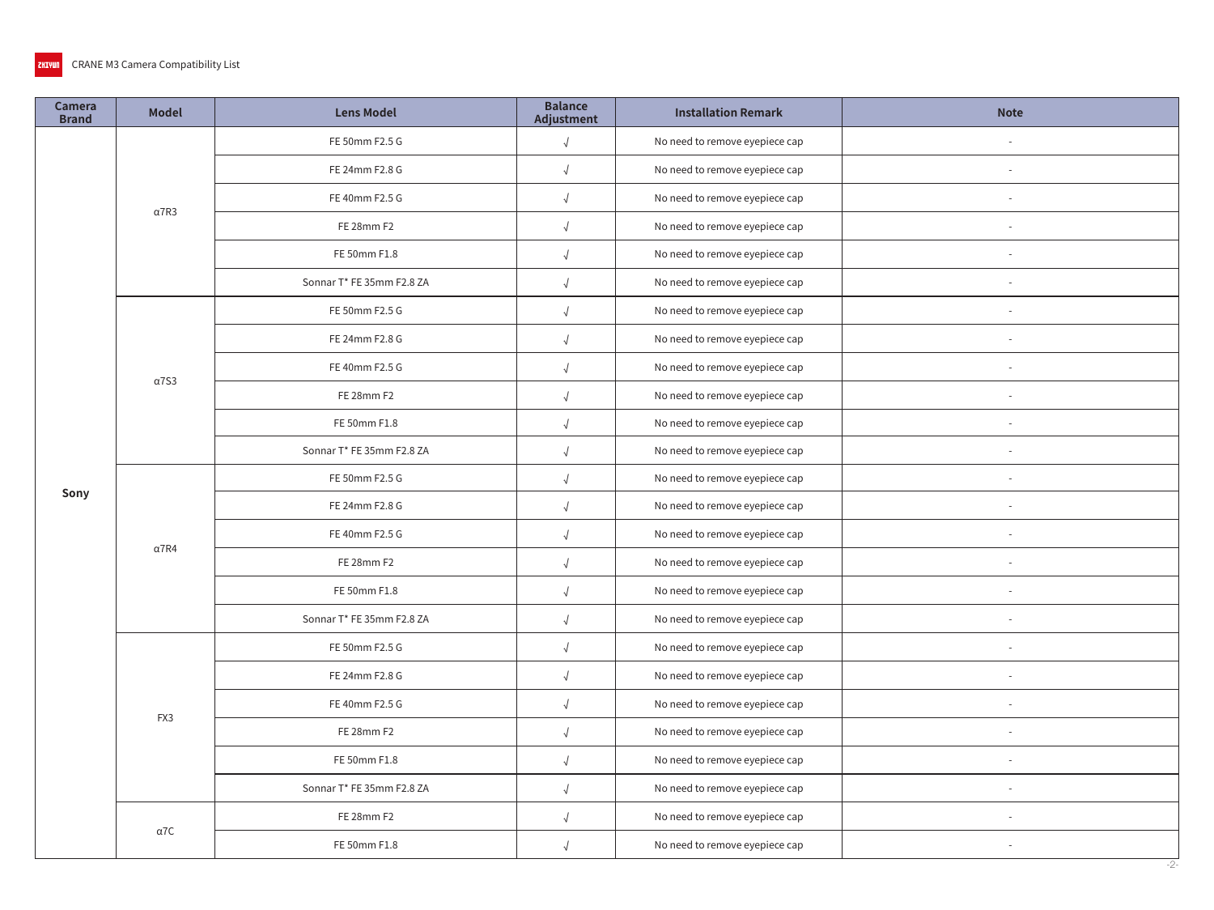CRANE M3 Camera Compatibility List

| Camera Brand | Model | Lens Model | Balance Adjustment | Installation Remark | Note |
|---|---|---|---|---|---|
| Sony | α7R3 | FE 50mm F2.5 G | √ | No need to remove eyepiece cap | - |
| | | FE 24mm F2.8 G | √ | No need to remove eyepiece cap | - |
| | | FE 40mm F2.5 G | √ | No need to remove eyepiece cap | - |
| | | FE 28mm F2 | √ | No need to remove eyepiece cap | - |
| | | FE 50mm F1.8 | √ | No need to remove eyepiece cap | - |
| | | Sonnar T* FE 35mm F2.8 ZA | √ | No need to remove eyepiece cap | - |
| | α7S3 | FE 50mm F2.5 G | √ | No need to remove eyepiece cap | - |
| | | FE 24mm F2.8 G | √ | No need to remove eyepiece cap | - |
| | | FE 40mm F2.5 G | √ | No need to remove eyepiece cap | - |
| | | FE 28mm F2 | √ | No need to remove eyepiece cap | - |
| | | FE 50mm F1.8 | √ | No need to remove eyepiece cap | - |
| | | Sonnar T* FE 35mm F2.8 ZA | √ | No need to remove eyepiece cap | - |
| | α7R4 | FE 50mm F2.5 G | √ | No need to remove eyepiece cap | - |
| | | FE 24mm F2.8 G | √ | No need to remove eyepiece cap | - |
| | | FE 40mm F2.5 G | √ | No need to remove eyepiece cap | - |
| | | FE 28mm F2 | √ | No need to remove eyepiece cap | - |
| | | FE 50mm F1.8 | √ | No need to remove eyepiece cap | - |
| | | Sonnar T* FE 35mm F2.8 ZA | √ | No need to remove eyepiece cap | - |
| | FX3 | FE 50mm F2.5 G | √ | No need to remove eyepiece cap | - |
| | | FE 24mm F2.8 G | √ | No need to remove eyepiece cap | - |
| | | FE 40mm F2.5 G | √ | No need to remove eyepiece cap | - |
| | | FE 28mm F2 | √ | No need to remove eyepiece cap | - |
| | | FE 50mm F1.8 | √ | No need to remove eyepiece cap | - |
| | | Sonnar T* FE 35mm F2.8 ZA | √ | No need to remove eyepiece cap | - |
| | α7C | FE 28mm F2 | √ | No need to remove eyepiece cap | - |
| | | FE 50mm F1.8 | √ | No need to remove eyepiece cap | - |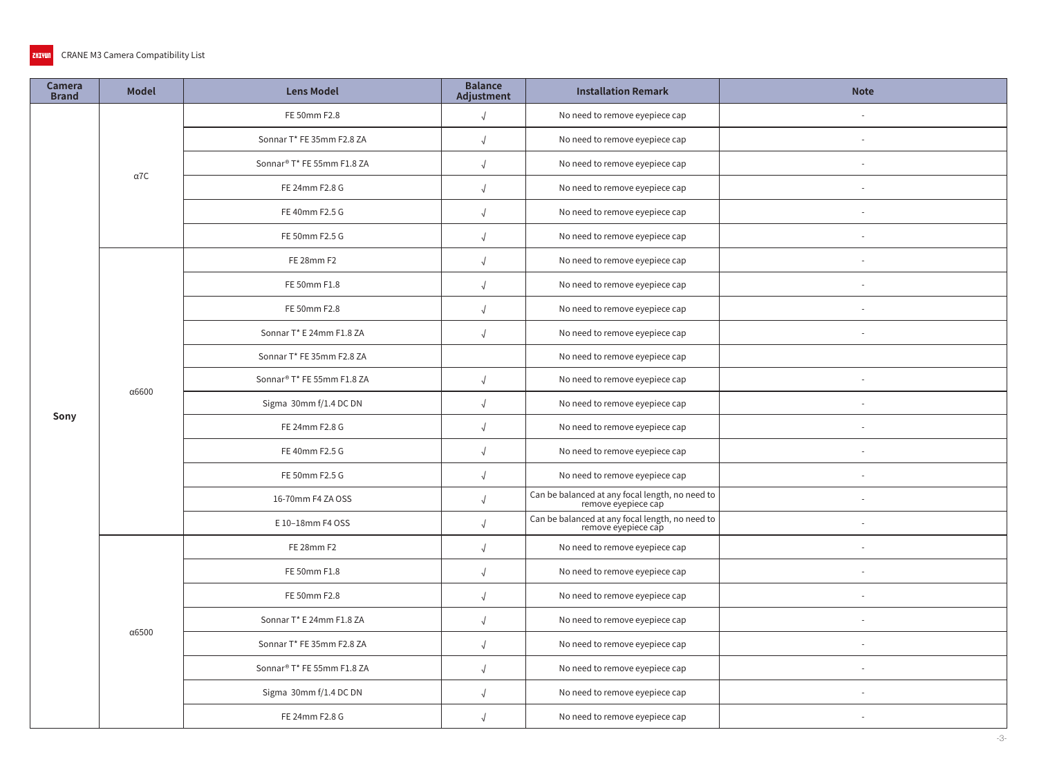| Camera Brand | Model | Lens Model | Balance Adjustment | Installation Remark | Note |
|---|---|---|---|---|---|
| Sony | α7C | FE 50mm F2.8 | √ | No need to remove eyepiece cap | - |
| | | Sonnar T* FE 35mm F2.8 ZA | √ | No need to remove eyepiece cap | - |
| | | Sonnar® T* FE 55mm F1.8 ZA | √ | No need to remove eyepiece cap | - |
| | | FE 24mm F2.8 G | √ | No need to remove eyepiece cap | - |
| | | FE 40mm F2.5 G | √ | No need to remove eyepiece cap | - |
| | | FE 50mm F2.5 G | √ | No need to remove eyepiece cap | - |
| | α6600 | FE 28mm F2 | √ | No need to remove eyepiece cap | - |
| | | FE 50mm F1.8 | √ | No need to remove eyepiece cap | - |
| | | FE 50mm F2.8 | √ | No need to remove eyepiece cap | - |
| | | Sonnar T* E 24mm F1.8 ZA | √ | No need to remove eyepiece cap | - |
| | | Sonnar T* FE 35mm F2.8 ZA | | No need to remove eyepiece cap | |
| | | Sonnar® T* FE 55mm F1.8 ZA | √ | No need to remove eyepiece cap | - |
| | | Sigma 30mm f/1.4 DC DN | √ | No need to remove eyepiece cap | - |
| | | FE 24mm F2.8 G | √ | No need to remove eyepiece cap | - |
| | | FE 40mm F2.5 G | √ | No need to remove eyepiece cap | - |
| | | FE 50mm F2.5 G | √ | No need to remove eyepiece cap | - |
| | | 16-70mm F4 ZA OSS | √ | Can be balanced at any focal length, no need to remove eyepiece cap | - |
| | | E 10–18mm F4 OSS | √ | Can be balanced at any focal length, no need to remove eyepiece cap | - |
| | α6500 | FE 28mm F2 | √ | No need to remove eyepiece cap | - |
| | | FE 50mm F1.8 | √ | No need to remove eyepiece cap | - |
| | | FE 50mm F2.8 | √ | No need to remove eyepiece cap | - |
| | | Sonnar T* E 24mm F1.8 ZA | √ | No need to remove eyepiece cap | - |
| | | Sonnar T* FE 35mm F2.8 ZA | √ | No need to remove eyepiece cap | - |
| | | Sonnar® T* FE 55mm F1.8 ZA | √ | No need to remove eyepiece cap | - |
| | | Sigma 30mm f/1.4 DC DN | √ | No need to remove eyepiece cap | - |
| | | FE 24mm F2.8 G | √ | No need to remove eyepiece cap | - |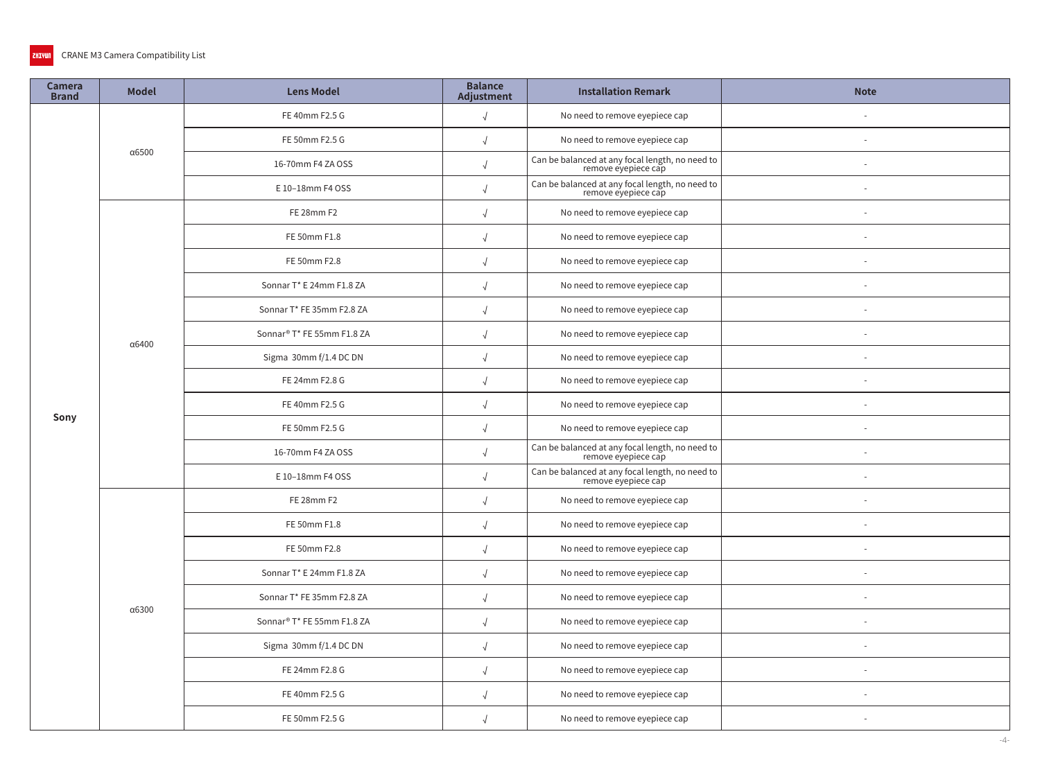| Camera Brand | Model | Lens Model | Balance Adjustment | Installation Remark | Note |
|---|---|---|---|---|---|
| Sony | α6500 | FE 40mm F2.5 G | √ | No need to remove eyepiece cap | - |
| | | FE 50mm F2.5 G | √ | No need to remove eyepiece cap | - |
| | | 16-70mm F4 ZA OSS | √ | Can be balanced at any focal length, no need to remove eyepiece cap | - |
| | | E 10–18mm F4 OSS | √ | Can be balanced at any focal length, no need to remove eyepiece cap | - |
| | α6400 | FE 28mm F2 | √ | No need to remove eyepiece cap | - |
| | | FE 50mm F1.8 | √ | No need to remove eyepiece cap | - |
| | | FE 50mm F2.8 | √ | No need to remove eyepiece cap | - |
| | | Sonnar T* E 24mm F1.8 ZA | √ | No need to remove eyepiece cap | - |
| | | Sonnar T* FE 35mm F2.8 ZA | √ | No need to remove eyepiece cap | - |
| | | Sonnar® T* FE 55mm F1.8 ZA | √ | No need to remove eyepiece cap | - |
| | | Sigma 30mm f/1.4 DC DN | √ | No need to remove eyepiece cap | - |
| | | FE 24mm F2.8 G | √ | No need to remove eyepiece cap | - |
| | | FE 40mm F2.5 G | √ | No need to remove eyepiece cap | - |
| | | FE 50mm F2.5 G | √ | No need to remove eyepiece cap | - |
| | | 16-70mm F4 ZA OSS | √ | Can be balanced at any focal length, no need to remove eyepiece cap | - |
| | | E 10–18mm F4 OSS | √ | Can be balanced at any focal length, no need to remove eyepiece cap | - |
| | α6300 | FE 28mm F2 | √ | No need to remove eyepiece cap | - |
| | | FE 50mm F1.8 | √ | No need to remove eyepiece cap | - |
| | | FE 50mm F2.8 | √ | No need to remove eyepiece cap | - |
| | | Sonnar T* E 24mm F1.8 ZA | √ | No need to remove eyepiece cap | - |
| | | Sonnar T* FE 35mm F2.8 ZA | √ | No need to remove eyepiece cap | - |
| | | Sonnar® T* FE 55mm F1.8 ZA | √ | No need to remove eyepiece cap | - |
| | | Sigma 30mm f/1.4 DC DN | √ | No need to remove eyepiece cap | - |
| | | FE 24mm F2.8 G | √ | No need to remove eyepiece cap | - |
| | | FE 40mm F2.5 G | √ | No need to remove eyepiece cap | - |
| | | FE 50mm F2.5 G | √ | No need to remove eyepiece cap | - |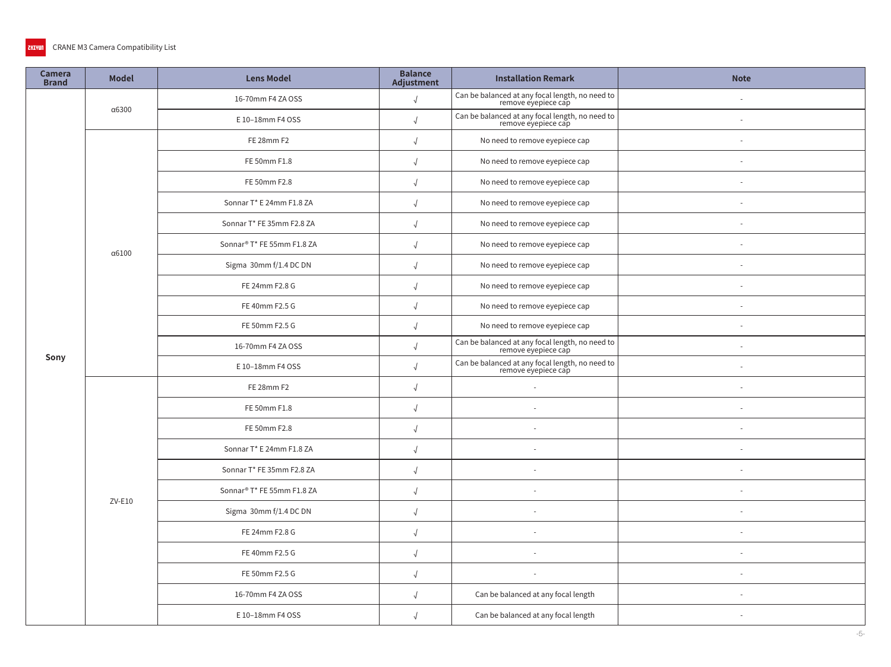| Camera Brand | Model | Lens Model | Balance Adjustment | Installation Remark | Note |
|---|---|---|---|---|---|
| Sony | α6300 | 16-70mm F4 ZA OSS | √ | Can be balanced at any focal length, no need to remove eyepiece cap | - |
| | | E 10–18mm F4 OSS | √ | Can be balanced at any focal length, no need to remove eyepiece cap | - |
| | α6100 | FE 28mm F2 | √ | No need to remove eyepiece cap | - |
| | | FE 50mm F1.8 | √ | No need to remove eyepiece cap | - |
| | | FE 50mm F2.8 | √ | No need to remove eyepiece cap | - |
| | | Sonnar T* E 24mm F1.8 ZA | √ | No need to remove eyepiece cap | - |
| | | Sonnar T* FE 35mm F2.8 ZA | √ | No need to remove eyepiece cap | - |
| | | Sonnar® T* FE 55mm F1.8 ZA | √ | No need to remove eyepiece cap | - |
| | | Sigma 30mm f/1.4 DC DN | √ | No need to remove eyepiece cap | - |
| | | FE 24mm F2.8 G | √ | No need to remove eyepiece cap | - |
| | | FE 40mm F2.5 G | √ | No need to remove eyepiece cap | - |
| | | FE 50mm F2.5 G | √ | No need to remove eyepiece cap | - |
| | | 16-70mm F4 ZA OSS | √ | Can be balanced at any focal length, no need to remove eyepiece cap | - |
| | | E 10–18mm F4 OSS | √ | Can be balanced at any focal length, no need to remove eyepiece cap | - |
| | ZV-E10 | FE 28mm F2 | √ | - | - |
| | | FE 50mm F1.8 | √ | - | - |
| | | FE 50mm F2.8 | √ | - | - |
| | | Sonnar T* E 24mm F1.8 ZA | √ | - | - |
| | | Sonnar T* FE 35mm F2.8 ZA | √ | - | - |
| | | Sonnar® T* FE 55mm F1.8 ZA | √ | - | - |
| | | Sigma 30mm f/1.4 DC DN | √ | - | - |
| | | FE 24mm F2.8 G | √ | - | - |
| | | FE 40mm F2.5 G | √ | - | - |
| | | FE 50mm F2.5 G | √ | - | - |
| | | 16-70mm F4 ZA OSS | √ | Can be balanced at any focal length | - |
| | | E 10–18mm F4 OSS | √ | Can be balanced at any focal length | - |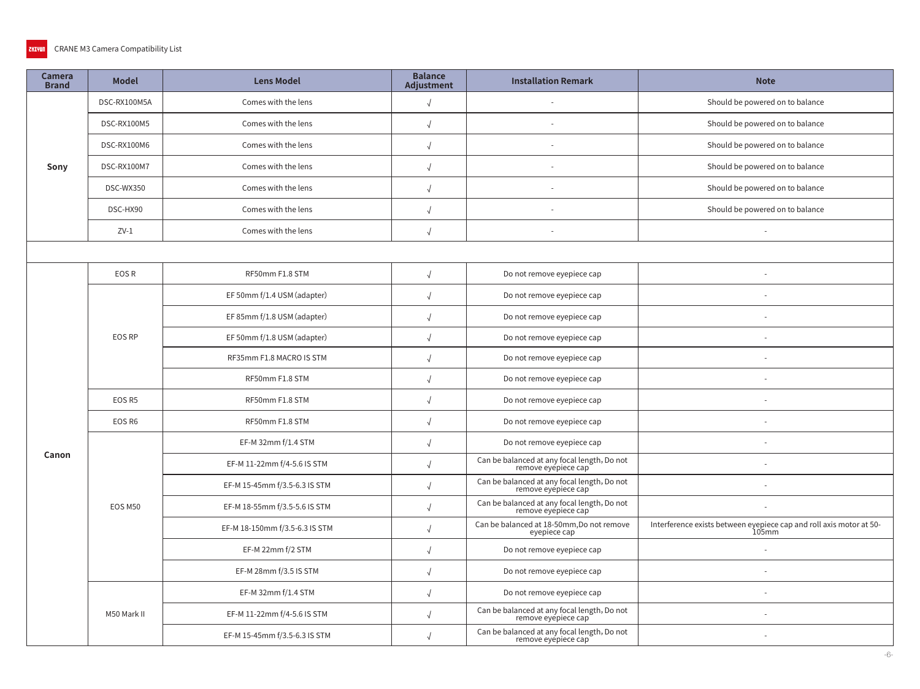CRANE M3 Camera Compatibility List

| Camera Brand | Model | Lens Model | Balance Adjustment | Installation Remark | Note |
|---|---|---|---|---|---|
| Sony | DSC-RX100M5A | Comes with the lens | √ | - | Should be powered on to balance |
| | DSC-RX100M5 | Comes with the lens | √ | - | Should be powered on to balance |
| | DSC-RX100M6 | Comes with the lens | √ | - | Should be powered on to balance |
| | DSC-RX100M7 | Comes with the lens | √ | - | Should be powered on to balance |
| | DSC-WX350 | Comes with the lens | √ | - | Should be powered on to balance |
| | DSC-HX90 | Comes with the lens | √ | - | Should be powered on to balance |
| | ZV-1 | Comes with the lens | √ | - | - |
| | | | | | |
| Canon | EOS R | RF50mm F1.8 STM | √ | Do not remove eyepiece cap | - |
| | EOS RP | EF 50mm f/1.4 USM (adapter) | √ | Do not remove eyepiece cap | - |
| | | EF 85mm f/1.8 USM (adapter) | √ | Do not remove eyepiece cap | - |
| | | EF 50mm f/1.8 USM (adapter) | √ | Do not remove eyepiece cap | - |
| | | RF35mm F1.8 MACRO IS STM | √ | Do not remove eyepiece cap | - |
| | | RF50mm F1.8 STM | √ | Do not remove eyepiece cap | - |
| | EOS R5 | RF50mm F1.8 STM | √ | Do not remove eyepiece cap | - |
| | EOS R6 | RF50mm F1.8 STM | √ | Do not remove eyepiece cap | - |
| | EOS M50 | EF-M 32mm f/1.4 STM | √ | Do not remove eyepiece cap | - |
| | | EF-M 11-22mm f/4-5.6 IS STM | √ | Can be balanced at any focal length, Do not remove eyepiece cap | - |
| | | EF-M 15-45mm f/3.5-6.3 IS STM | √ | Can be balanced at any focal length, Do not remove eyepiece cap | - |
| | | EF-M 18-55mm f/3.5-5.6 IS STM | √ | Can be balanced at any focal length, Do not remove eyepiece cap | - |
| | | EF-M 18-150mm f/3.5-6.3 IS STM | √ | Can be balanced at 18-50mm,Do not remove eyepiece cap | Interference exists between eyepiece cap and roll axis motor at 50-105mm |
| | | EF-M 22mm f/2 STM | √ | Do not remove eyepiece cap | - |
| | | EF-M 28mm f/3.5 IS STM | √ | Do not remove eyepiece cap | - |
| | M50 Mark II | EF-M 32mm f/1.4 STM | √ | Do not remove eyepiece cap | - |
| | | EF-M 11-22mm f/4-5.6 IS STM | √ | Can be balanced at any focal length, Do not remove eyepiece cap | - |
| | | EF-M 15-45mm f/3.5-6.3 IS STM | √ | Can be balanced at any focal length, Do not remove eyepiece cap | - |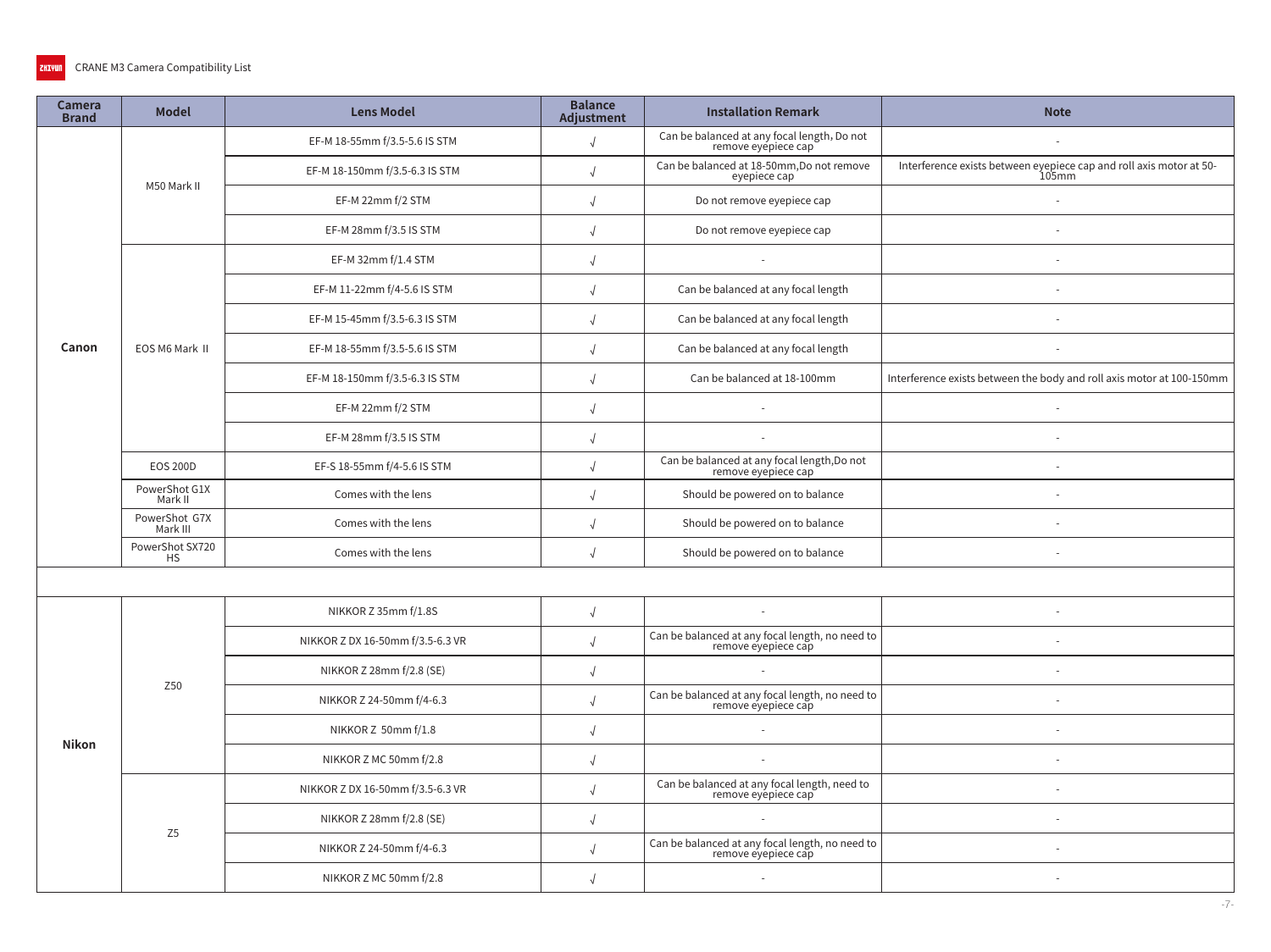| Camera Brand | Model | Lens Model | Balance Adjustment | Installation Remark | Note |
|---|---|---|---|---|---|
| Canon | M50 Mark II | EF-M 18-55mm f/3.5-5.6 IS STM | √ | Can be balanced at any focal length, Do not remove eyepiece cap | - |
| | | EF-M 18-150mm f/3.5-6.3 IS STM | √ | Can be balanced at 18-50mm,Do not remove eyepiece cap | Interference exists between eyepiece cap and roll axis motor at 50-105mm |
| | | EF-M 22mm f/2 STM | √ | Do not remove eyepiece cap | - |
| | | EF-M 28mm f/3.5 IS STM | √ | Do not remove eyepiece cap | - |
| | EOS M6 Mark II | EF-M 32mm f/1.4 STM | √ | - | - |
| | | EF-M 11-22mm f/4-5.6 IS STM | √ | Can be balanced at any focal length | - |
| | | EF-M 15-45mm f/3.5-6.3 IS STM | √ | Can be balanced at any focal length | - |
| | | EF-M 18-55mm f/3.5-5.6 IS STM | √ | Can be balanced at any focal length | - |
| | | EF-M 18-150mm f/3.5-6.3 IS STM | √ | Can be balanced at 18-100mm | Interference exists between the body and roll axis motor at 100-150mm |
| | | EF-M 22mm f/2 STM | √ | - | - |
| | | EF-M 28mm f/3.5 IS STM | √ | - | - |
| | EOS 200D | EF-S 18-55mm f/4-5.6 IS STM | √ | Can be balanced at any focal length,Do not remove eyepiece cap | - |
| | PowerShot G1X Mark II | Comes with the lens | √ | Should be powered on to balance | - |
| | PowerShot G7X Mark III | Comes with the lens | √ | Should be powered on to balance | - |
| | PowerShot SX720 HS | Comes with the lens | √ | Should be powered on to balance | - |
| | | | | | |
| Nikon | Z50 | NIKKOR Z 35mm f/1.8S | √ | - | - |
| | | NIKKOR Z DX 16-50mm f/3.5-6.3 VR | √ | Can be balanced at any focal length, no need to remove eyepiece cap | - |
| | | NIKKOR Z 28mm f/2.8 (SE) | √ | - | - |
| | | NIKKOR Z 24-50mm f/4-6.3 | √ | Can be balanced at any focal length, no need to remove eyepiece cap | - |
| | | NIKKOR Z 50mm f/1.8 | √ | - | - |
| | | NIKKOR Z MC 50mm f/2.8 | √ | - | - |
| | Z5 | NIKKOR Z DX 16-50mm f/3.5-6.3 VR | √ | Can be balanced at any focal length, need to remove eyepiece cap | - |
| | | NIKKOR Z 28mm f/2.8 (SE) | √ | - | - |
| | | NIKKOR Z 24-50mm f/4-6.3 | √ | Can be balanced at any focal length, no need to remove eyepiece cap | - |
| | | NIKKOR Z MC 50mm f/2.8 | √ | - | - |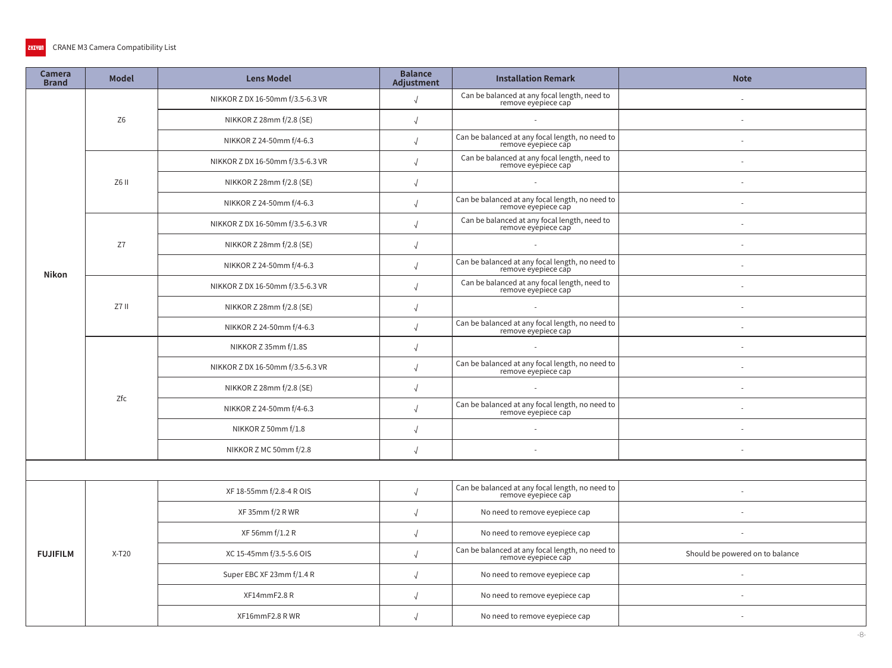CRANE M3 Camera Compatibility List

| Camera Brand | Model | Lens Model | Balance Adjustment | Installation Remark | Note |
|---|---|---|---|---|---|
| Nikon | Z6 | NIKKOR Z DX 16-50mm f/3.5-6.3 VR | √ | Can be balanced at any focal length, need to remove eyepiece cap | - |
| | | NIKKOR Z 28mm f/2.8 (SE) | √ | - | - |
| | | NIKKOR Z 24-50mm f/4-6.3 | √ | Can be balanced at any focal length, no need to remove eyepiece cap | - |
| | Z6 II | NIKKOR Z DX 16-50mm f/3.5-6.3 VR | √ | Can be balanced at any focal length, need to remove eyepiece cap | - |
| | | NIKKOR Z 28mm f/2.8 (SE) | √ | - | - |
| | | NIKKOR Z 24-50mm f/4-6.3 | √ | Can be balanced at any focal length, no need to remove eyepiece cap | - |
| | Z7 | NIKKOR Z DX 16-50mm f/3.5-6.3 VR | √ | Can be balanced at any focal length, need to remove eyepiece cap | - |
| | | NIKKOR Z 28mm f/2.8 (SE) | √ | - | - |
| | | NIKKOR Z 24-50mm f/4-6.3 | √ | Can be balanced at any focal length, no need to remove eyepiece cap | - |
| | Z7 II | NIKKOR Z DX 16-50mm f/3.5-6.3 VR | √ | Can be balanced at any focal length, need to remove eyepiece cap | - |
| | | NIKKOR Z 28mm f/2.8 (SE) | √ | - | - |
| | | NIKKOR Z 24-50mm f/4-6.3 | √ | Can be balanced at any focal length, no need to remove eyepiece cap | - |
| | Zfc | NIKKOR Z 35mm f/1.8S | √ | - | - |
| | | NIKKOR Z DX 16-50mm f/3.5-6.3 VR | √ | Can be balanced at any focal length, no need to remove eyepiece cap | - |
| | | NIKKOR Z 28mm f/2.8 (SE) | √ | - | - |
| | | NIKKOR Z 24-50mm f/4-6.3 | √ | Can be balanced at any focal length, no need to remove eyepiece cap | - |
| | | NIKKOR Z 50mm f/1.8 | √ | - | - |
| | | NIKKOR Z MC 50mm f/2.8 | √ | - | - |
| | | | | | |
| FUJIFILM | X-T20 | XF 18-55mm f/2.8-4 R OIS | √ | Can be balanced at any focal length, no need to remove eyepiece cap | - |
| | | XF 35mm f/2 R WR | √ | No need to remove eyepiece cap | - |
| | | XF 56mm f/1.2 R | √ | No need to remove eyepiece cap | - |
| | | XC 15-45mm f/3.5-5.6 OIS | √ | Can be balanced at any focal length, no need to remove eyepiece cap | Should be powered on to balance |
| | | Super EBC XF 23mm f/1.4 R | √ | No need to remove eyepiece cap | - |
| | | XF14mmF2.8 R | √ | No need to remove eyepiece cap | - |
| | | XF16mmF2.8 R WR | √ | No need to remove eyepiece cap | - |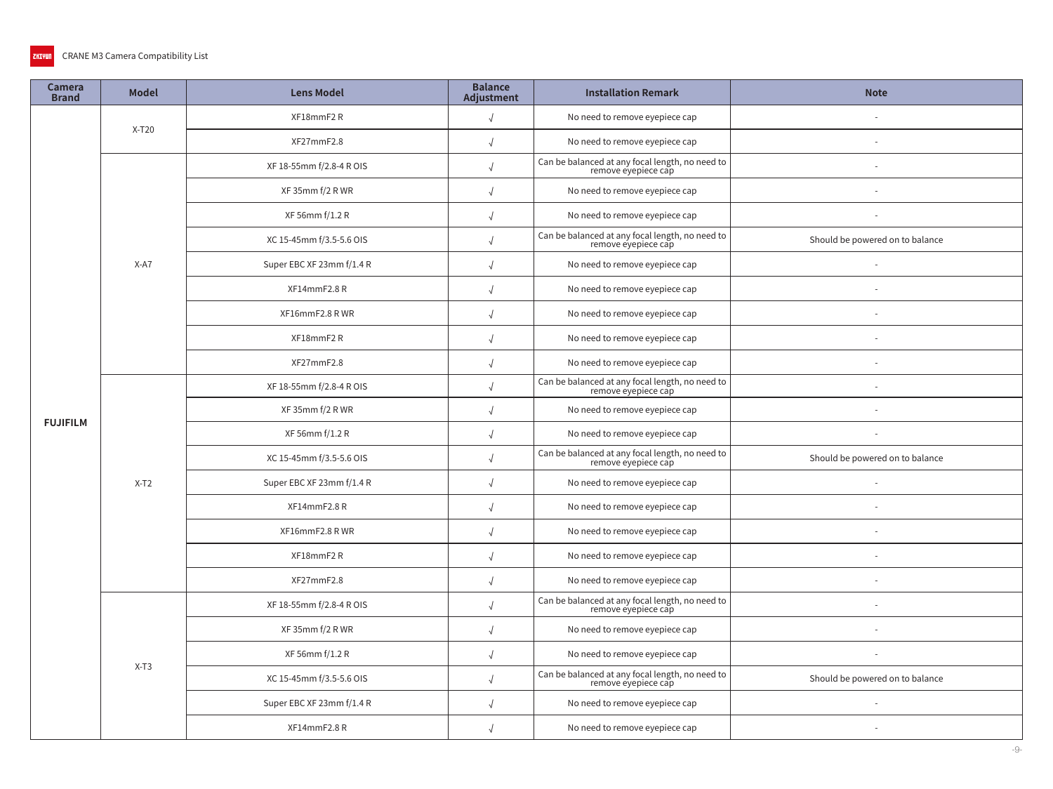CRANE M3 Camera Compatibility List

| Camera Brand | Model | Lens Model | Balance Adjustment | Installation Remark | Note |
|---|---|---|---|---|---|
| FUJIFILM | X-T20 | XF18mmF2 R | √ | No need to remove eyepiece cap | - |
| | | XF27mmF2.8 | √ | No need to remove eyepiece cap | - |
| | X-A7 | XF 18-55mm f/2.8-4 R OIS | √ | Can be balanced at any focal length, no need to remove eyepiece cap | - |
| | | XF 35mm f/2 R WR | √ | No need to remove eyepiece cap | - |
| | | XF 56mm f/1.2 R | √ | No need to remove eyepiece cap | - |
| | | XC 15-45mm f/3.5-5.6 OIS | √ | Can be balanced at any focal length, no need to remove eyepiece cap | Should be powered on to balance |
| | | Super EBC XF 23mm f/1.4 R | √ | No need to remove eyepiece cap | - |
| | | XF14mmF2.8 R | √ | No need to remove eyepiece cap | - |
| | | XF16mmF2.8 R WR | √ | No need to remove eyepiece cap | - |
| | | XF18mmF2 R | √ | No need to remove eyepiece cap | - |
| | | XF27mmF2.8 | √ | No need to remove eyepiece cap | - |
| | X-T2 | XF 18-55mm f/2.8-4 R OIS | √ | Can be balanced at any focal length, no need to remove eyepiece cap | - |
| | | XF 35mm f/2 R WR | √ | No need to remove eyepiece cap | - |
| | | XF 56mm f/1.2 R | √ | No need to remove eyepiece cap | - |
| | | XC 15-45mm f/3.5-5.6 OIS | √ | Can be balanced at any focal length, no need to remove eyepiece cap | Should be powered on to balance |
| | | Super EBC XF 23mm f/1.4 R | √ | No need to remove eyepiece cap | - |
| | | XF14mmF2.8 R | √ | No need to remove eyepiece cap | - |
| | | XF16mmF2.8 R WR | √ | No need to remove eyepiece cap | - |
| | | XF18mmF2 R | √ | No need to remove eyepiece cap | - |
| | | XF27mmF2.8 | √ | No need to remove eyepiece cap | - |
| | X-T3 | XF 18-55mm f/2.8-4 R OIS | √ | Can be balanced at any focal length, no need to remove eyepiece cap | - |
| | | XF 35mm f/2 R WR | √ | No need to remove eyepiece cap | - |
| | | XF 56mm f/1.2 R | √ | No need to remove eyepiece cap | - |
| | | XC 15-45mm f/3.5-5.6 OIS | √ | Can be balanced at any focal length, no need to remove eyepiece cap | Should be powered on to balance |
| | | Super EBC XF 23mm f/1.4 R | √ | No need to remove eyepiece cap | - |
| | | XF14mmF2.8 R | √ | No need to remove eyepiece cap | - |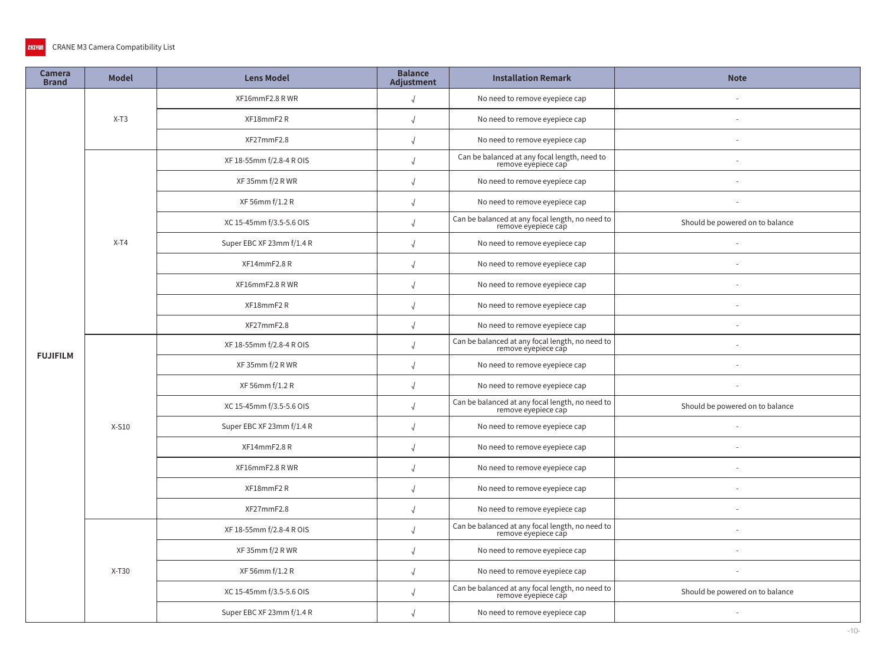| Camera Brand | Model | Lens Model | Balance Adjustment | Installation Remark | Note |
|---|---|---|---|---|---|
| FUJIFILM | X-T3 | XF16mmF2.8 R WR | √ | No need to remove eyepiece cap | - |
| | | XF18mmF2 R | √ | No need to remove eyepiece cap | - |
| | | XF27mmF2.8 | √ | No need to remove eyepiece cap | - |
| | X-T4 | XF 18-55mm f/2.8-4 R OIS | √ | Can be balanced at any focal length, need to remove eyepiece cap | - |
| | | XF 35mm f/2 R WR | √ | No need to remove eyepiece cap | - |
| | | XF 56mm f/1.2 R | √ | No need to remove eyepiece cap | - |
| | | XC 15-45mm f/3.5-5.6 OIS | √ | Can be balanced at any focal length, no need to remove eyepiece cap | Should be powered on to balance |
| | | Super EBC XF 23mm f/1.4 R | √ | No need to remove eyepiece cap | - |
| | | XF14mmF2.8 R | √ | No need to remove eyepiece cap | - |
| | | XF16mmF2.8 R WR | √ | No need to remove eyepiece cap | - |
| | | XF18mmF2 R | √ | No need to remove eyepiece cap | - |
| | | XF27mmF2.8 | √ | No need to remove eyepiece cap | - |
| | X-S10 | XF 18-55mm f/2.8-4 R OIS | √ | Can be balanced at any focal length, no need to remove eyepiece cap | - |
| | | XF 35mm f/2 R WR | √ | No need to remove eyepiece cap | - |
| | | XF 56mm f/1.2 R | √ | No need to remove eyepiece cap | - |
| | | XC 15-45mm f/3.5-5.6 OIS | √ | Can be balanced at any focal length, no need to remove eyepiece cap | Should be powered on to balance |
| | | Super EBC XF 23mm f/1.4 R | √ | No need to remove eyepiece cap | - |
| | | XF14mmF2.8 R | √ | No need to remove eyepiece cap | - |
| | | XF16mmF2.8 R WR | √ | No need to remove eyepiece cap | - |
| | | XF18mmF2 R | √ | No need to remove eyepiece cap | - |
| | | XF27mmF2.8 | √ | No need to remove eyepiece cap | - |
| | X-T30 | XF 18-55mm f/2.8-4 R OIS | √ | Can be balanced at any focal length, no need to remove eyepiece cap | - |
| | | XF 35mm f/2 R WR | √ | No need to remove eyepiece cap | - |
| | | XF 56mm f/1.2 R | √ | No need to remove eyepiece cap | - |
| | | XC 15-45mm f/3.5-5.6 OIS | √ | Can be balanced at any focal length, no need to remove eyepiece cap | Should be powered on to balance |
| | | Super EBC XF 23mm f/1.4 R | √ | No need to remove eyepiece cap | - |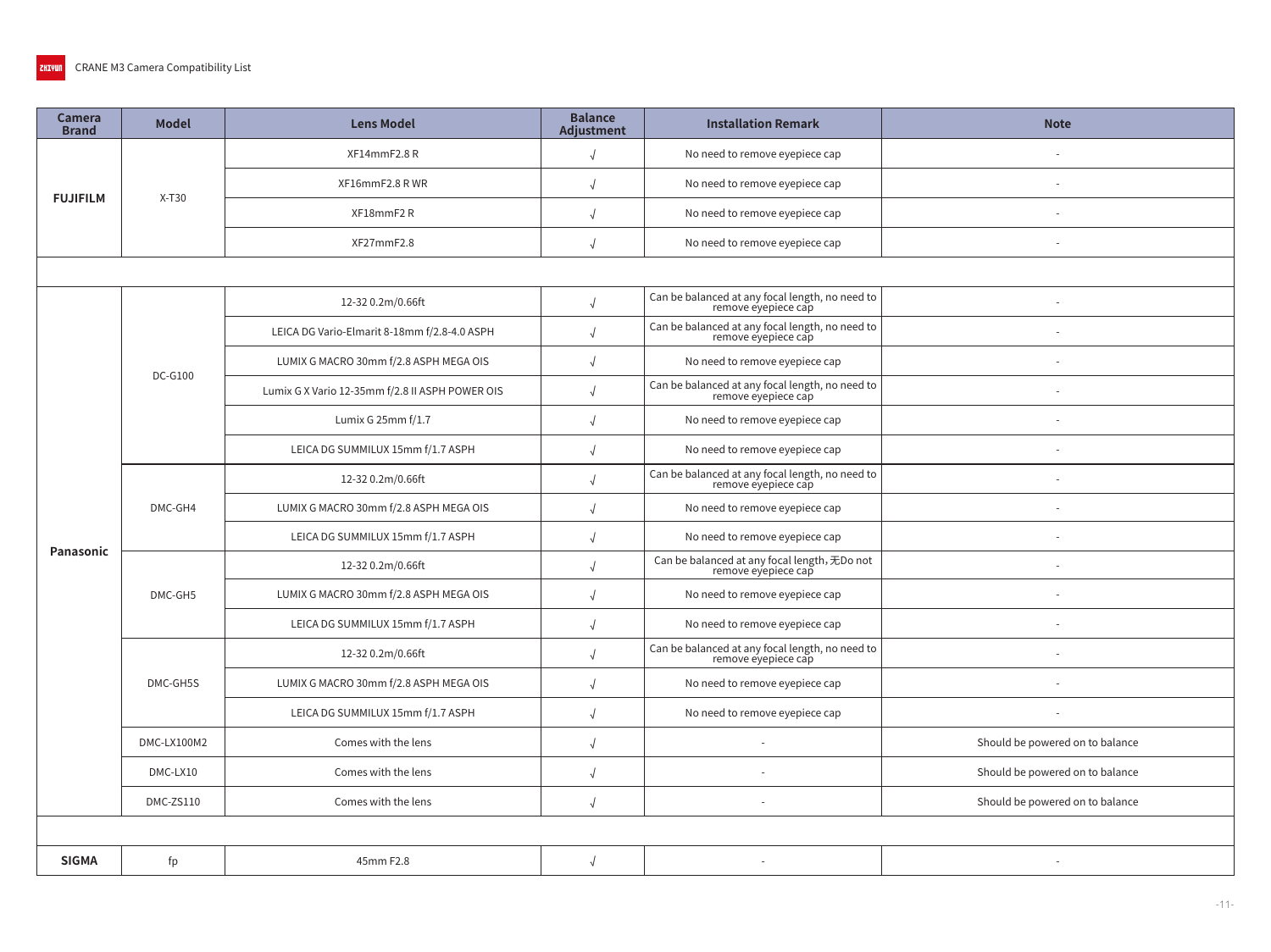| Camera Brand | Model | Lens Model | Balance Adjustment | Installation Remark | Note |
|---|---|---|---|---|---|
| FUJIFILM | X-T30 | XF14mmF2.8 R | √ | No need to remove eyepiece cap | - |
| | | XF16mmF2.8 R WR | √ | No need to remove eyepiece cap | - |
| | | XF18mmF2 R | √ | No need to remove eyepiece cap | - |
| | | XF27mmF2.8 | √ | No need to remove eyepiece cap | - |
| | | | | | |
| Panasonic | DC-G100 | 12-32 0.2m/0.66ft | √ | Can be balanced at any focal length, no need to remove eyepiece cap | - |
| | | LEICA DG Vario-Elmarit 8-18mm f/2.8-4.0 ASPH | √ | Can be balanced at any focal length, no need to remove eyepiece cap | - |
| | | LUMIX G MACRO 30mm f/2.8 ASPH MEGA OIS | √ | No need to remove eyepiece cap | - |
| | | Lumix G X Vario 12-35mm f/2.8 II ASPH POWER OIS | √ | Can be balanced at any focal length, no need to remove eyepiece cap | - |
| | | Lumix G 25mm f/1.7 | √ | No need to remove eyepiece cap | - |
| | | LEICA DG SUMMILUX 15mm f/1.7 ASPH | √ | No need to remove eyepiece cap | - |
| | DMC-GH4 | 12-32 0.2m/0.66ft | √ | Can be balanced at any focal length, no need to remove eyepiece cap | - |
| | | LUMIX G MACRO 30mm f/2.8 ASPH MEGA OIS | √ | No need to remove eyepiece cap | - |
| | | LEICA DG SUMMILUX 15mm f/1.7 ASPH | √ | No need to remove eyepiece cap | - |
| | DMC-GH5 | 12-32 0.2m/0.66ft | √ | Can be balanced at any focal length, 无Do not remove eyepiece cap | - |
| | | LUMIX G MACRO 30mm f/2.8 ASPH MEGA OIS | √ | No need to remove eyepiece cap | - |
| | | LEICA DG SUMMILUX 15mm f/1.7 ASPH | √ | No need to remove eyepiece cap | - |
| | DMC-GH5S | 12-32 0.2m/0.66ft | √ | Can be balanced at any focal length, no need to remove eyepiece cap | - |
| | | LUMIX G MACRO 30mm f/2.8 ASPH MEGA OIS | √ | No need to remove eyepiece cap | - |
| | | LEICA DG SUMMILUX 15mm f/1.7 ASPH | √ | No need to remove eyepiece cap | - |
| | DMC-LX100M2 | Comes with the lens | √ | - | Should be powered on to balance |
| | DMC-LX10 | Comes with the lens | √ | - | Should be powered on to balance |
| | DMC-ZS110 | Comes with the lens | √ | - | Should be powered on to balance |
| | | | | | |
| SIGMA | fp | 45mm F2.8 | √ | - | - |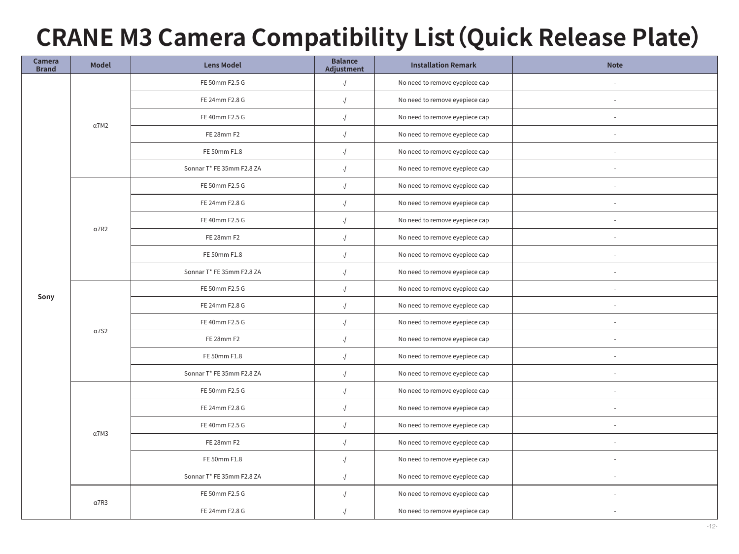# CRANE M3 Camera Compatibility List (Quick Release Plate)

| Camera Brand | Model | Lens Model | Balance Adjustment | Installation Remark | Note |
|---|---|---|---|---|---|
| Sony | α7M2 | FE 50mm F2.5 G | √ | No need to remove eyepiece cap | - |
| | | FE 24mm F2.8 G | √ | No need to remove eyepiece cap | - |
| | | FE 40mm F2.5 G | √ | No need to remove eyepiece cap | - |
| | | FE 28mm F2 | √ | No need to remove eyepiece cap | - |
| | | FE 50mm F1.8 | √ | No need to remove eyepiece cap | - |
| | | Sonnar T* FE 35mm F2.8 ZA | √ | No need to remove eyepiece cap | - |
| | α7R2 | FE 50mm F2.5 G | √ | No need to remove eyepiece cap | - |
| | | FE 24mm F2.8 G | √ | No need to remove eyepiece cap | - |
| | | FE 40mm F2.5 G | √ | No need to remove eyepiece cap | - |
| | | FE 28mm F2 | √ | No need to remove eyepiece cap | - |
| | | FE 50mm F1.8 | √ | No need to remove eyepiece cap | - |
| | | Sonnar T* FE 35mm F2.8 ZA | √ | No need to remove eyepiece cap | - |
| | α7S2 | FE 50mm F2.5 G | √ | No need to remove eyepiece cap | - |
| | | FE 24mm F2.8 G | √ | No need to remove eyepiece cap | - |
| | | FE 40mm F2.5 G | √ | No need to remove eyepiece cap | - |
| | | FE 28mm F2 | √ | No need to remove eyepiece cap | - |
| | | FE 50mm F1.8 | √ | No need to remove eyepiece cap | - |
| | | Sonnar T* FE 35mm F2.8 ZA | √ | No need to remove eyepiece cap | - |
| | α7M3 | FE 50mm F2.5 G | √ | No need to remove eyepiece cap | - |
| | | FE 24mm F2.8 G | √ | No need to remove eyepiece cap | - |
| | | FE 40mm F2.5 G | √ | No need to remove eyepiece cap | - |
| | | FE 28mm F2 | √ | No need to remove eyepiece cap | - |
| | | FE 50mm F1.8 | √ | No need to remove eyepiece cap | - |
| | | Sonnar T* FE 35mm F2.8 ZA | √ | No need to remove eyepiece cap | - |
| | α7R3 | FE 50mm F2.5 G | √ | No need to remove eyepiece cap | - |
| | | FE 24mm F2.8 G | √ | No need to remove eyepiece cap | - |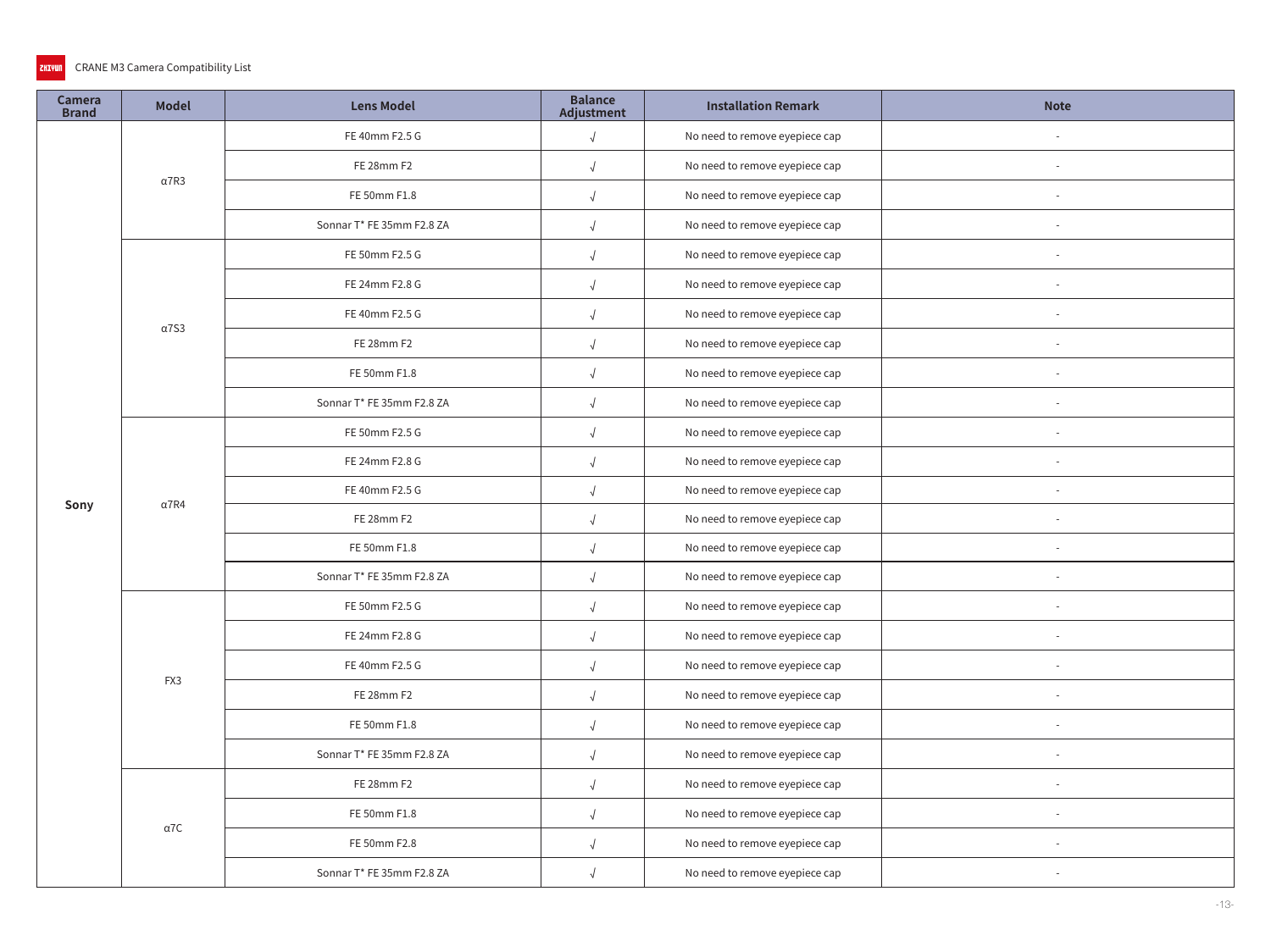| Camera Brand | Model | Lens Model | Balance Adjustment | Installation Remark | Note |
|---|---|---|---|---|---|
| Sony | α7R3 | FE 40mm F2.5 G | √ | No need to remove eyepiece cap | - |
| | | FE 28mm F2 | √ | No need to remove eyepiece cap | - |
| | | FE 50mm F1.8 | √ | No need to remove eyepiece cap | - |
| | | Sonnar T* FE 35mm F2.8 ZA | √ | No need to remove eyepiece cap | - |
| | α7S3 | FE 50mm F2.5 G | √ | No need to remove eyepiece cap | - |
| | | FE 24mm F2.8 G | √ | No need to remove eyepiece cap | - |
| | | FE 40mm F2.5 G | √ | No need to remove eyepiece cap | - |
| | | FE 28mm F2 | √ | No need to remove eyepiece cap | - |
| | | FE 50mm F1.8 | √ | No need to remove eyepiece cap | - |
| | | Sonnar T* FE 35mm F2.8 ZA | √ | No need to remove eyepiece cap | - |
| | α7R4 | FE 50mm F2.5 G | √ | No need to remove eyepiece cap | - |
| | | FE 24mm F2.8 G | √ | No need to remove eyepiece cap | - |
| | | FE 40mm F2.5 G | √ | No need to remove eyepiece cap | - |
| | | FE 28mm F2 | √ | No need to remove eyepiece cap | - |
| | | FE 50mm F1.8 | √ | No need to remove eyepiece cap | - |
| | | Sonnar T* FE 35mm F2.8 ZA | √ | No need to remove eyepiece cap | - |
| | FX3 | FE 50mm F2.5 G | √ | No need to remove eyepiece cap | - |
| | | FE 24mm F2.8 G | √ | No need to remove eyepiece cap | - |
| | | FE 40mm F2.5 G | √ | No need to remove eyepiece cap | - |
| | | FE 28mm F2 | √ | No need to remove eyepiece cap | - |
| | | FE 50mm F1.8 | √ | No need to remove eyepiece cap | - |
| | | Sonnar T* FE 35mm F2.8 ZA | √ | No need to remove eyepiece cap | - |
| | α7C | FE 28mm F2 | √ | No need to remove eyepiece cap | - |
| | | FE 50mm F1.8 | √ | No need to remove eyepiece cap | - |
| | | FE 50mm F2.8 | √ | No need to remove eyepiece cap | - |
| | | Sonnar T* FE 35mm F2.8 ZA | √ | No need to remove eyepiece cap | - |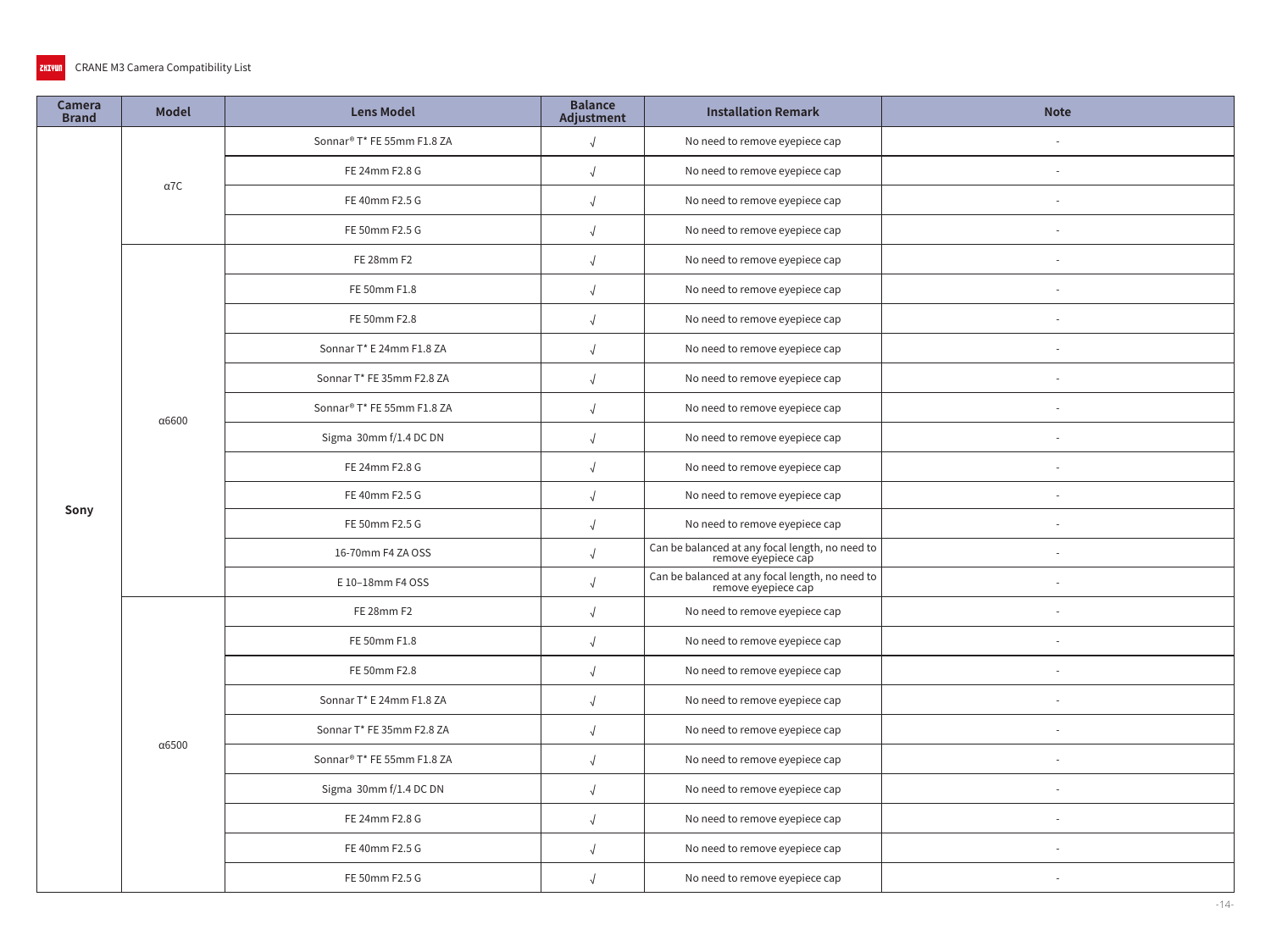| Camera Brand | Model | Lens Model | Balance Adjustment | Installation Remark | Note |
|---|---|---|---|---|---|
| Sony | α7C | Sonnar® T* FE 55mm F1.8 ZA | √ | No need to remove eyepiece cap | - |
| | | FE 24mm F2.8 G | √ | No need to remove eyepiece cap | - |
| | | FE 40mm F2.5 G | √ | No need to remove eyepiece cap | - |
| | | FE 50mm F2.5 G | √ | No need to remove eyepiece cap | - |
| | α6600 | FE 28mm F2 | √ | No need to remove eyepiece cap | - |
| | | FE 50mm F1.8 | √ | No need to remove eyepiece cap | - |
| | | FE 50mm F2.8 | √ | No need to remove eyepiece cap | - |
| | | Sonnar T* E 24mm F1.8 ZA | √ | No need to remove eyepiece cap | - |
| | | Sonnar T* FE 35mm F2.8 ZA | √ | No need to remove eyepiece cap | - |
| | | Sonnar® T* FE 55mm F1.8 ZA | √ | No need to remove eyepiece cap | - |
| | | Sigma 30mm f/1.4 DC DN | √ | No need to remove eyepiece cap | - |
| | | FE 24mm F2.8 G | √ | No need to remove eyepiece cap | - |
| | | FE 40mm F2.5 G | √ | No need to remove eyepiece cap | - |
| | | FE 50mm F2.5 G | √ | No need to remove eyepiece cap | - |
| | | 16-70mm F4 ZA OSS | √ | Can be balanced at any focal length, no need to remove eyepiece cap | - |
| | | E 10–18mm F4 OSS | √ | Can be balanced at any focal length, no need to remove eyepiece cap | - |
| | α6500 | FE 28mm F2 | √ | No need to remove eyepiece cap | - |
| | | FE 50mm F1.8 | √ | No need to remove eyepiece cap | - |
| | | FE 50mm F2.8 | √ | No need to remove eyepiece cap | - |
| | | Sonnar T* E 24mm F1.8 ZA | √ | No need to remove eyepiece cap | - |
| | | Sonnar T* FE 35mm F2.8 ZA | √ | No need to remove eyepiece cap | - |
| | | Sonnar® T* FE 55mm F1.8 ZA | √ | No need to remove eyepiece cap | - |
| | | Sigma 30mm f/1.4 DC DN | √ | No need to remove eyepiece cap | - |
| | | FE 24mm F2.8 G | √ | No need to remove eyepiece cap | - |
| | | FE 40mm F2.5 G | √ | No need to remove eyepiece cap | - |
| | | FE 50mm F2.5 G | √ | No need to remove eyepiece cap | - |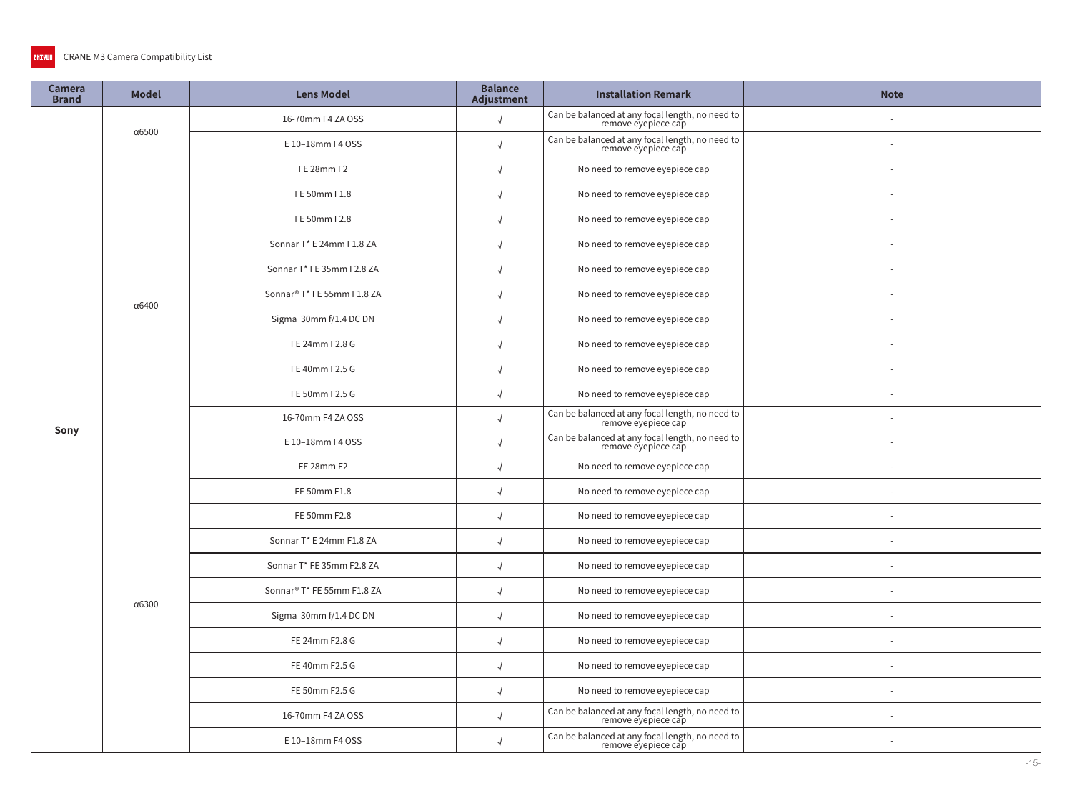| Camera Brand | Model | Lens Model | Balance Adjustment | Installation Remark | Note |
|---|---|---|---|---|---|
| Sony | α6500 | 16-70mm F4 ZA OSS | √ | Can be balanced at any focal length, no need to remove eyepiece cap | - |
| | | E 10–18mm F4 OSS | √ | Can be balanced at any focal length, no need to remove eyepiece cap | - |
| | α6400 | FE 28mm F2 | √ | No need to remove eyepiece cap | - |
| | | FE 50mm F1.8 | √ | No need to remove eyepiece cap | - |
| | | FE 50mm F2.8 | √ | No need to remove eyepiece cap | - |
| | | Sonnar T* E 24mm F1.8 ZA | √ | No need to remove eyepiece cap | - |
| | | Sonnar T* FE 35mm F2.8 ZA | √ | No need to remove eyepiece cap | - |
| | | Sonnar® T* FE 55mm F1.8 ZA | √ | No need to remove eyepiece cap | - |
| | | Sigma 30mm f/1.4 DC DN | √ | No need to remove eyepiece cap | - |
| | | FE 24mm F2.8 G | √ | No need to remove eyepiece cap | - |
| | | FE 40mm F2.5 G | √ | No need to remove eyepiece cap | - |
| | | FE 50mm F2.5 G | √ | No need to remove eyepiece cap | - |
| | | 16-70mm F4 ZA OSS | √ | Can be balanced at any focal length, no need to remove eyepiece cap | - |
| | | E 10–18mm F4 OSS | √ | Can be balanced at any focal length, no need to remove eyepiece cap | - |
| | α6300 | FE 28mm F2 | √ | No need to remove eyepiece cap | - |
| | | FE 50mm F1.8 | √ | No need to remove eyepiece cap | - |
| | | FE 50mm F2.8 | √ | No need to remove eyepiece cap | - |
| | | Sonnar T* E 24mm F1.8 ZA | √ | No need to remove eyepiece cap | - |
| | | Sonnar T* FE 35mm F2.8 ZA | √ | No need to remove eyepiece cap | - |
| | | Sonnar® T* FE 55mm F1.8 ZA | √ | No need to remove eyepiece cap | - |
| | | Sigma 30mm f/1.4 DC DN | √ | No need to remove eyepiece cap | - |
| | | FE 24mm F2.8 G | √ | No need to remove eyepiece cap | - |
| | | FE 40mm F2.5 G | √ | No need to remove eyepiece cap | - |
| | | FE 50mm F2.5 G | √ | No need to remove eyepiece cap | - |
| | | 16-70mm F4 ZA OSS | √ | Can be balanced at any focal length, no need to remove eyepiece cap | - |
| | | E 10–18mm F4 OSS | √ | Can be balanced at any focal length, no need to remove eyepiece cap | - |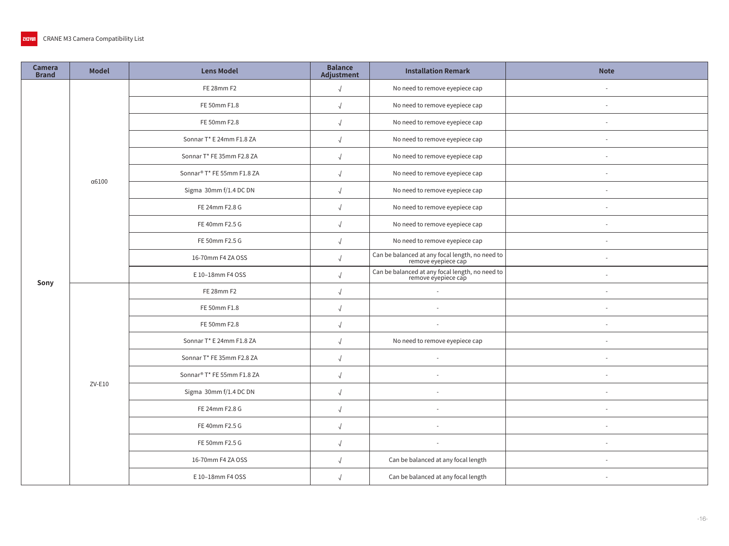| Camera Brand | Model | Lens Model | Balance Adjustment | Installation Remark | Note |
|---|---|---|---|---|---|
| Sony | α6100 | FE 28mm F2 | √ | No need to remove eyepiece cap | - |
| | | FE 50mm F1.8 | √ | No need to remove eyepiece cap | - |
| | | FE 50mm F2.8 | √ | No need to remove eyepiece cap | - |
| | | Sonnar T* E 24mm F1.8 ZA | √ | No need to remove eyepiece cap | - |
| | | Sonnar T* FE 35mm F2.8 ZA | √ | No need to remove eyepiece cap | - |
| | | Sonnar® T* FE 55mm F1.8 ZA | √ | No need to remove eyepiece cap | - |
| | | Sigma 30mm f/1.4 DC DN | √ | No need to remove eyepiece cap | - |
| | | FE 24mm F2.8 G | √ | No need to remove eyepiece cap | - |
| | | FE 40mm F2.5 G | √ | No need to remove eyepiece cap | - |
| | | FE 50mm F2.5 G | √ | No need to remove eyepiece cap | - |
| | | 16-70mm F4 ZA OSS | √ | Can be balanced at any focal length, no need to remove eyepiece cap | - |
| | | E 10–18mm F4 OSS | √ | Can be balanced at any focal length, no need to remove eyepiece cap | - |
| | ZV-E10 | FE 28mm F2 | √ | - | - |
| | | FE 50mm F1.8 | √ | - | - |
| | | FE 50mm F2.8 | √ | - | - |
| | | Sonnar T* E 24mm F1.8 ZA | √ | No need to remove eyepiece cap | - |
| | | Sonnar T* FE 35mm F2.8 ZA | √ | - | - |
| | | Sonnar® T* FE 55mm F1.8 ZA | √ | - | - |
| | | Sigma 30mm f/1.4 DC DN | √ | - | - |
| | | FE 24mm F2.8 G | √ | - | - |
| | | FE 40mm F2.5 G | √ | - | - |
| | | FE 50mm F2.5 G | √ | - | - |
| | | 16-70mm F4 ZA OSS | √ | Can be balanced at any focal length | - |
| | | E 10–18mm F4 OSS | √ | Can be balanced at any focal length | - |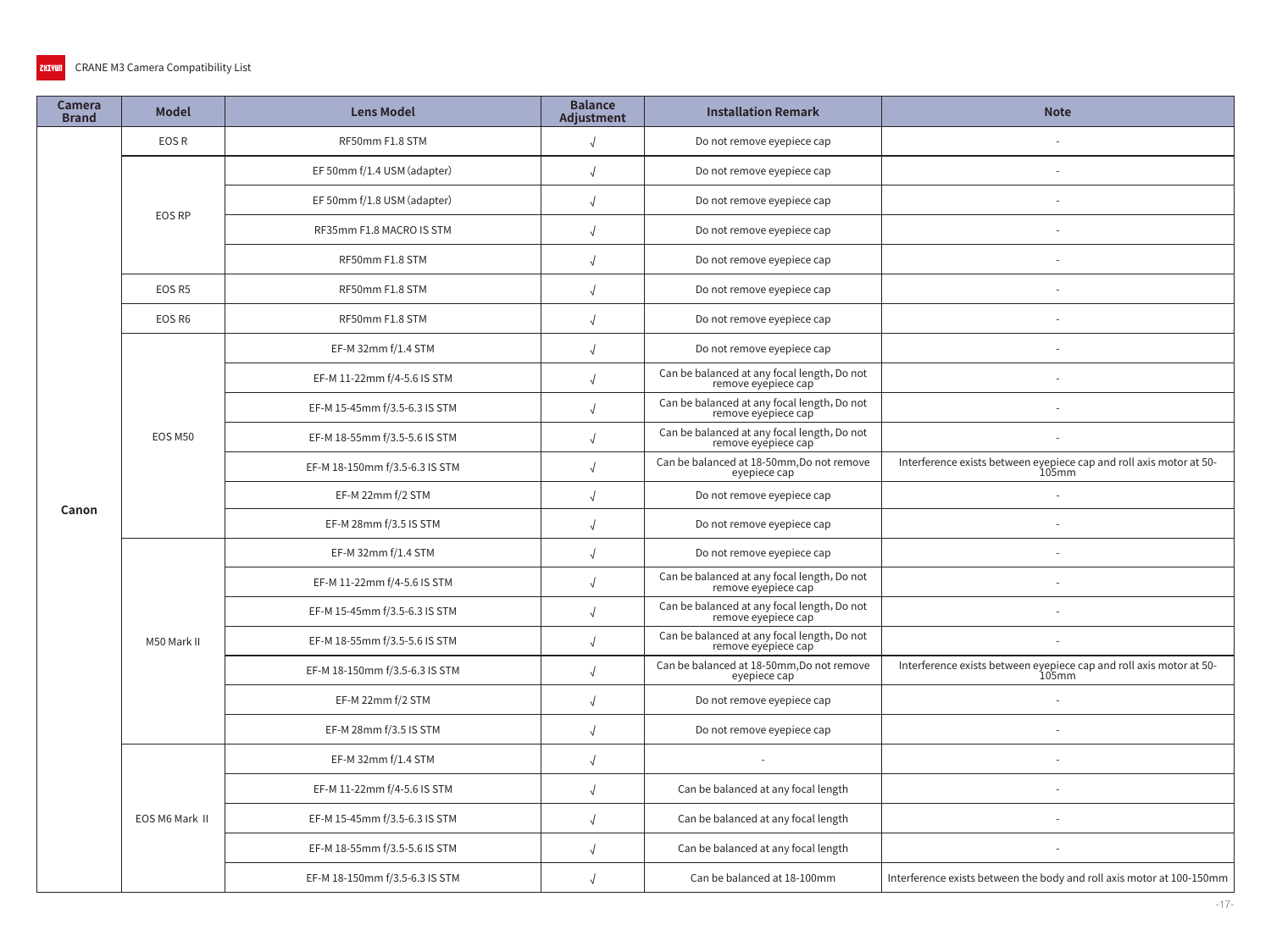| Camera Brand | Model | Lens Model | Balance Adjustment | Installation Remark | Note |
|---|---|---|---|---|---|
| Canon | EOS R | RF50mm F1.8 STM | √ | Do not remove eyepiece cap | - |
| | EOS RP | EF 50mm f/1.4 USM (adapter) | √ | Do not remove eyepiece cap | - |
| | | EF 50mm f/1.8 USM (adapter) | √ | Do not remove eyepiece cap | - |
| | | RF35mm F1.8 MACRO IS STM | √ | Do not remove eyepiece cap | - |
| | | RF50mm F1.8 STM | √ | Do not remove eyepiece cap | - |
| | EOS R5 | RF50mm F1.8 STM | √ | Do not remove eyepiece cap | - |
| | EOS R6 | RF50mm F1.8 STM | √ | Do not remove eyepiece cap | - |
| | EOS M50 | EF-M 32mm f/1.4 STM | √ | Do not remove eyepiece cap | - |
| | | EF-M 11-22mm f/4-5.6 IS STM | √ | Can be balanced at any focal length, Do not remove eyepiece cap | - |
| | | EF-M 15-45mm f/3.5-6.3 IS STM | √ | Can be balanced at any focal length, Do not remove eyepiece cap | - |
| | | EF-M 18-55mm f/3.5-5.6 IS STM | √ | Can be balanced at any focal length, Do not remove eyepiece cap | - |
| | | EF-M 18-150mm f/3.5-6.3 IS STM | √ | Can be balanced at 18-50mm,Do not remove eyepiece cap | Interference exists between eyepiece cap and roll axis motor at 50-105mm |
| | | EF-M 22mm f/2 STM | √ | Do not remove eyepiece cap | - |
| | | EF-M 28mm f/3.5 IS STM | √ | Do not remove eyepiece cap | - |
| | M50 Mark II | EF-M 32mm f/1.4 STM | √ | Do not remove eyepiece cap | - |
| | | EF-M 11-22mm f/4-5.6 IS STM | √ | Can be balanced at any focal length, Do not remove eyepiece cap | - |
| | | EF-M 15-45mm f/3.5-6.3 IS STM | √ | Can be balanced at any focal length, Do not remove eyepiece cap | - |
| | | EF-M 18-55mm f/3.5-5.6 IS STM | √ | Can be balanced at any focal length, Do not remove eyepiece cap | - |
| | | EF-M 18-150mm f/3.5-6.3 IS STM | √ | Can be balanced at 18-50mm,Do not remove eyepiece cap | Interference exists between eyepiece cap and roll axis motor at 50-105mm |
| | | EF-M 22mm f/2 STM | √ | Do not remove eyepiece cap | - |
| | | EF-M 28mm f/3.5 IS STM | √ | Do not remove eyepiece cap | - |
| | EOS M6 Mark II | EF-M 32mm f/1.4 STM | √ | - | - |
| | | EF-M 11-22mm f/4-5.6 IS STM | √ | Can be balanced at any focal length | - |
| | | EF-M 15-45mm f/3.5-6.3 IS STM | √ | Can be balanced at any focal length | - |
| | | EF-M 18-55mm f/3.5-5.6 IS STM | √ | Can be balanced at any focal length | - |
| | | EF-M 18-150mm f/3.5-6.3 IS STM | √ | Can be balanced at 18-100mm | Interference exists between the body and roll axis motor at 100-150mm |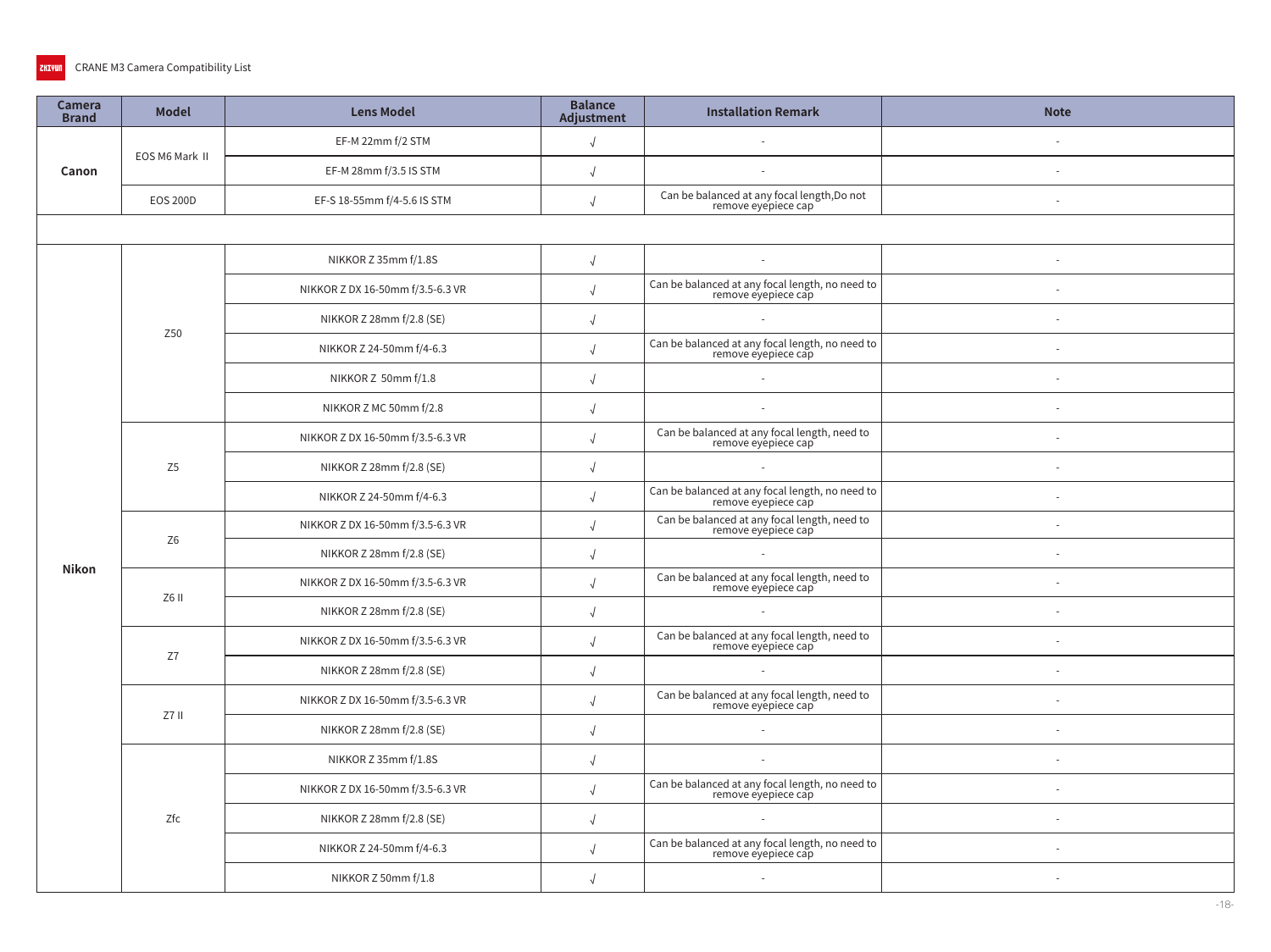| Camera Brand | Model | Lens Model | Balance Adjustment | Installation Remark | Note |
|---|---|---|---|---|---|
| Canon | EOS M6 Mark II | EF-M 22mm f/2 STM | √ | - | - |
| | | EF-M 28mm f/3.5 IS STM | √ | - | - |
| | EOS 200D | EF-S 18-55mm f/4-5.6 IS STM | √ | Can be balanced at any focal length,Do not remove eyepiece cap | - |
| | | | | | |
| Nikon | Z50 | NIKKOR Z 35mm f/1.8S | √ | - | - |
| | | NIKKOR Z DX 16-50mm f/3.5-6.3 VR | √ | Can be balanced at any focal length, no need to remove eyepiece cap | - |
| | | NIKKOR Z 28mm f/2.8 (SE) | √ | - | - |
| | | NIKKOR Z 24-50mm f/4-6.3 | √ | Can be balanced at any focal length, no need to remove eyepiece cap | - |
| | | NIKKOR Z 50mm f/1.8 | √ | - | - |
| | | NIKKOR Z MC 50mm f/2.8 | √ | - | - |
| | Z5 | NIKKOR Z DX 16-50mm f/3.5-6.3 VR | √ | Can be balanced at any focal length, need to remove eyepiece cap | - |
| | | NIKKOR Z 28mm f/2.8 (SE) | √ | - | - |
| | | NIKKOR Z 24-50mm f/4-6.3 | √ | Can be balanced at any focal length, no need to remove eyepiece cap | - |
| | Z6 | NIKKOR Z DX 16-50mm f/3.5-6.3 VR | √ | Can be balanced at any focal length, need to remove eyepiece cap | - |
| | | NIKKOR Z 28mm f/2.8 (SE) | √ | - | - |
| | Z6 II | NIKKOR Z DX 16-50mm f/3.5-6.3 VR | √ | Can be balanced at any focal length, need to remove eyepiece cap | - |
| | | NIKKOR Z 28mm f/2.8 (SE) | √ | - | - |
| | Z7 | NIKKOR Z DX 16-50mm f/3.5-6.3 VR | √ | Can be balanced at any focal length, need to remove eyepiece cap | - |
| | | NIKKOR Z 28mm f/2.8 (SE) | √ | - | - |
| | Z7 II | NIKKOR Z DX 16-50mm f/3.5-6.3 VR | √ | Can be balanced at any focal length, need to remove eyepiece cap | - |
| | | NIKKOR Z 28mm f/2.8 (SE) | √ | - | - |
| | Zfc | NIKKOR Z 35mm f/1.8S | √ | - | - |
| | | NIKKOR Z DX 16-50mm f/3.5-6.3 VR | √ | Can be balanced at any focal length, no need to remove eyepiece cap | - |
| | | NIKKOR Z 28mm f/2.8 (SE) | √ | - | - |
| | | NIKKOR Z 24-50mm f/4-6.3 | √ | Can be balanced at any focal length, no need to remove eyepiece cap | - |
| | | NIKKOR Z 50mm f/1.8 | √ | - | - |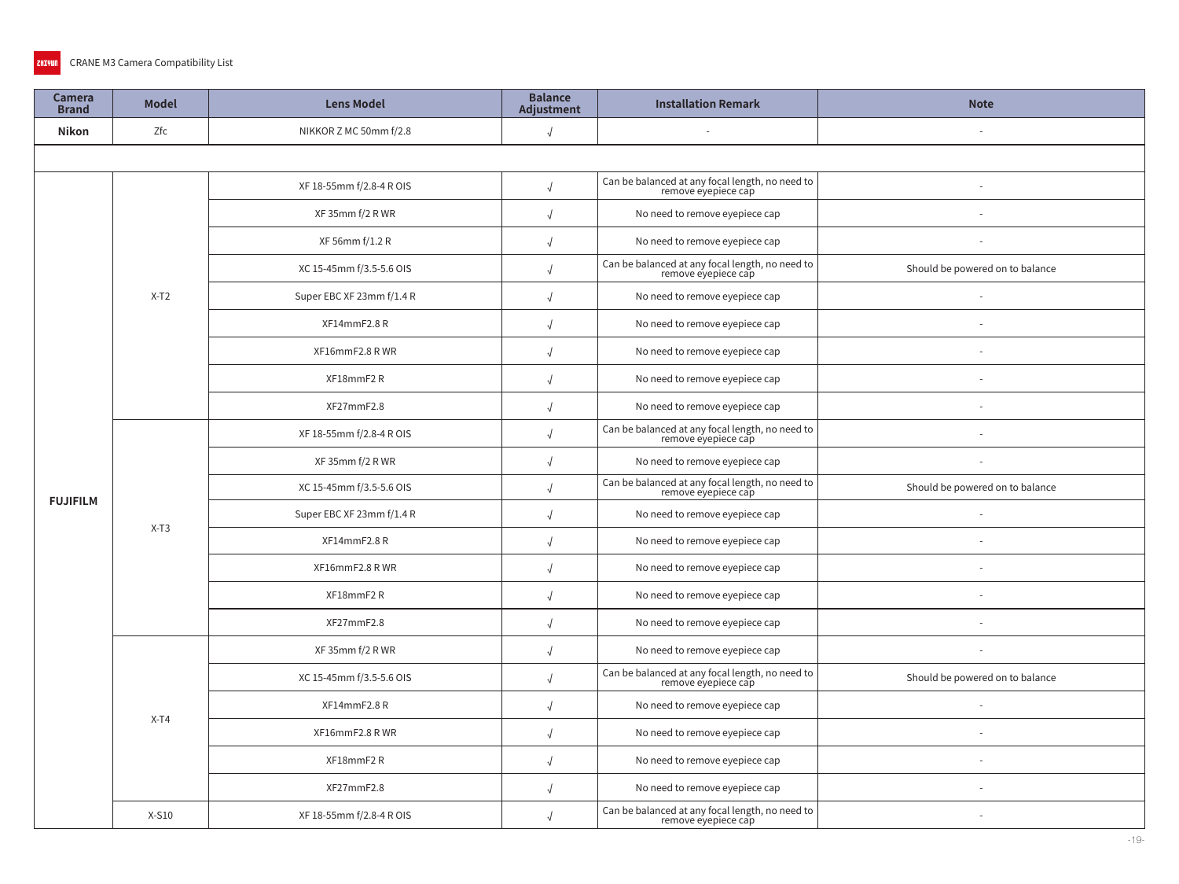| Camera Brand | Model | Lens Model | Balance Adjustment | Installation Remark | Note |
|---|---|---|---|---|---|
| Nikon | Zfc | NIKKOR Z MC 50mm f/2.8 | √ | - | - |
| | | | | | |
| FUJIFILM | X-T2 | XF 18-55mm f/2.8-4 R OIS | √ | Can be balanced at any focal length, no need to remove eyepiece cap | - |
| | | XF 35mm f/2 R WR | √ | No need to remove eyepiece cap | - |
| | | XF 56mm f/1.2 R | √ | No need to remove eyepiece cap | - |
| | | XC 15-45mm f/3.5-5.6 OIS | √ | Can be balanced at any focal length, no need to remove eyepiece cap | Should be powered on to balance |
| | | Super EBC XF 23mm f/1.4 R | √ | No need to remove eyepiece cap | - |
| | | XF14mmF2.8 R | √ | No need to remove eyepiece cap | - |
| | | XF16mmF2.8 R WR | √ | No need to remove eyepiece cap | - |
| | | XF18mmF2 R | √ | No need to remove eyepiece cap | - |
| | | XF27mmF2.8 | √ | No need to remove eyepiece cap | - |
| | X-T3 | XF 18-55mm f/2.8-4 R OIS | √ | Can be balanced at any focal length, no need to remove eyepiece cap | - |
| | | XF 35mm f/2 R WR | √ | No need to remove eyepiece cap | - |
| | | XC 15-45mm f/3.5-5.6 OIS | √ | Can be balanced at any focal length, no need to remove eyepiece cap | Should be powered on to balance |
| | | Super EBC XF 23mm f/1.4 R | √ | No need to remove eyepiece cap | - |
| | | XF14mmF2.8 R | √ | No need to remove eyepiece cap | - |
| | | XF16mmF2.8 R WR | √ | No need to remove eyepiece cap | - |
| | | XF18mmF2 R | √ | No need to remove eyepiece cap | - |
| | | XF27mmF2.8 | √ | No need to remove eyepiece cap | - |
| | X-T4 | XF 35mm f/2 R WR | √ | No need to remove eyepiece cap | - |
| | | XC 15-45mm f/3.5-5.6 OIS | √ | Can be balanced at any focal length, no need to remove eyepiece cap | Should be powered on to balance |
| | | XF14mmF2.8 R | √ | No need to remove eyepiece cap | - |
| | | XF16mmF2.8 R WR | √ | No need to remove eyepiece cap | - |
| | | XF18mmF2 R | √ | No need to remove eyepiece cap | - |
| | | XF27mmF2.8 | √ | No need to remove eyepiece cap | - |
| | X-S10 | XF 18-55mm f/2.8-4 R OIS | √ | Can be balanced at any focal length, no need to remove eyepiece cap | - |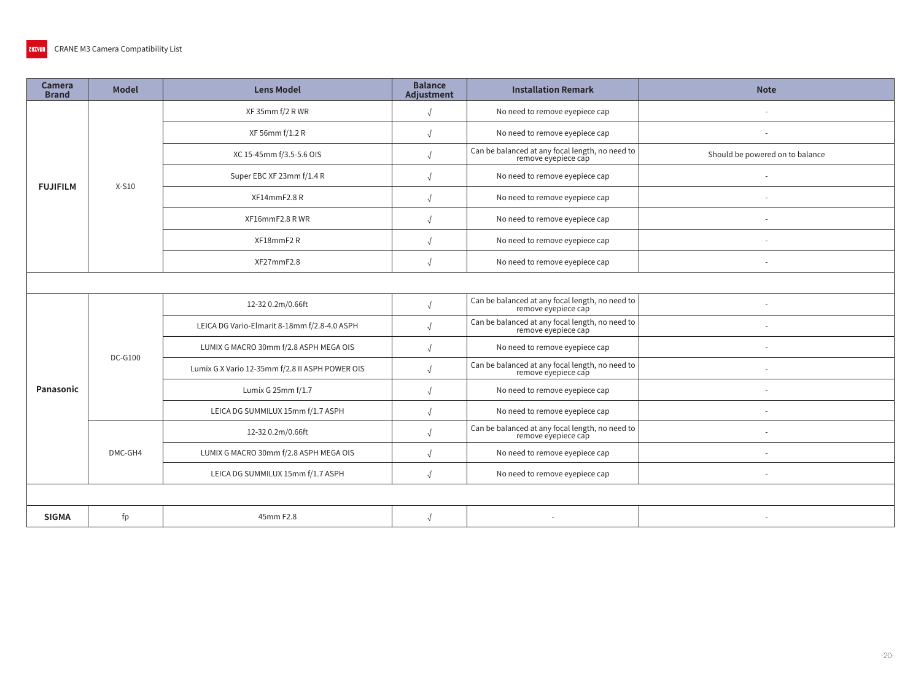CRANE M3 Camera Compatibility List

| Camera Brand | Model | Lens Model | Balance Adjustment | Installation Remark | Note |
|---|---|---|---|---|---|
| FUJIFILM | X-S10 | XF 35mm f/2 R WR | √ | No need to remove eyepiece cap | - |
| | | XF 56mm f/1.2 R | √ | No need to remove eyepiece cap | - |
| | | XC 15-45mm f/3.5-5.6 OIS | √ | Can be balanced at any focal length, no need to remove eyepiece cap | Should be powered on to balance |
| | | Super EBC XF 23mm f/1.4 R | √ | No need to remove eyepiece cap | - |
| | | XF14mmF2.8 R | √ | No need to remove eyepiece cap | - |
| | | XF16mmF2.8 R WR | √ | No need to remove eyepiece cap | - |
| | | XF18mmF2 R | √ | No need to remove eyepiece cap | - |
| | | XF27mmF2.8 | √ | No need to remove eyepiece cap | - |
| | | | | | |
| Panasonic | DC-G100 | 12-32 0.2m/0.66ft | √ | Can be balanced at any focal length, no need to remove eyepiece cap | - |
| | | LEICA DG Vario-Elmarit 8-18mm f/2.8-4.0 ASPH | √ | Can be balanced at any focal length, no need to remove eyepiece cap | - |
| | | LUMIX G MACRO 30mm f/2.8 ASPH MEGA OIS | √ | No need to remove eyepiece cap | - |
| | | Lumix G X Vario 12-35mm f/2.8 II ASPH POWER OIS | √ | Can be balanced at any focal length, no need to remove eyepiece cap | - |
| | | Lumix G 25mm f/1.7 | √ | No need to remove eyepiece cap | - |
| | | LEICA DG SUMMILUX 15mm f/1.7 ASPH | √ | No need to remove eyepiece cap | - |
| | DMC-GH4 | 12-32 0.2m/0.66ft | √ | Can be balanced at any focal length, no need to remove eyepiece cap | - |
| | | LUMIX G MACRO 30mm f/2.8 ASPH MEGA OIS | √ | No need to remove eyepiece cap | - |
| | | LEICA DG SUMMILUX 15mm f/1.7 ASPH | √ | No need to remove eyepiece cap | - |
| | | | | | |
| SIGMA | fp | 45mm F2.8 | √ | - | - |